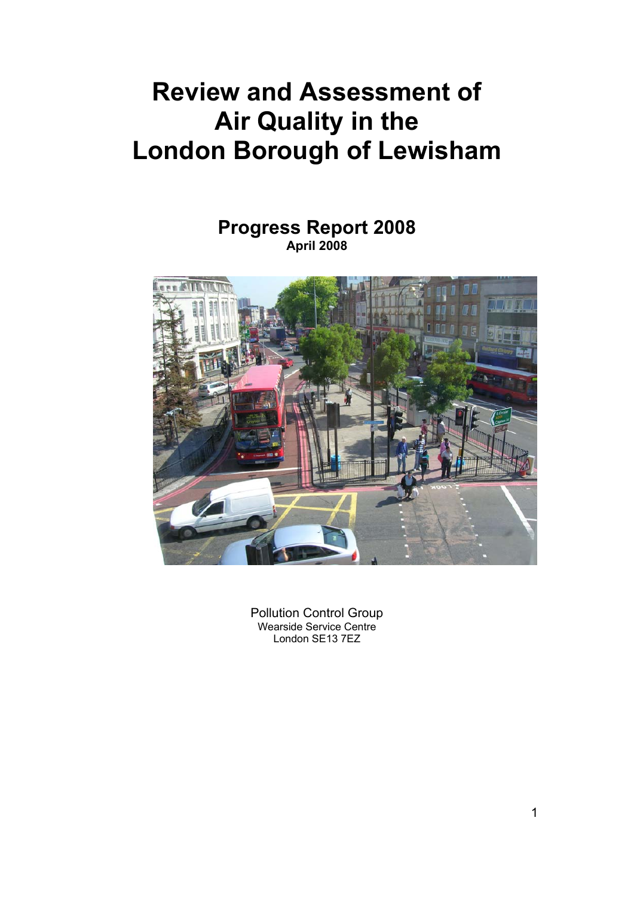# Review and Assessment of Air Quality in the London Borough of Lewisham

## Progress Report 2008

**April 2008**

Pollution Control Group
Wearside Service Centre
London SE13 7EZ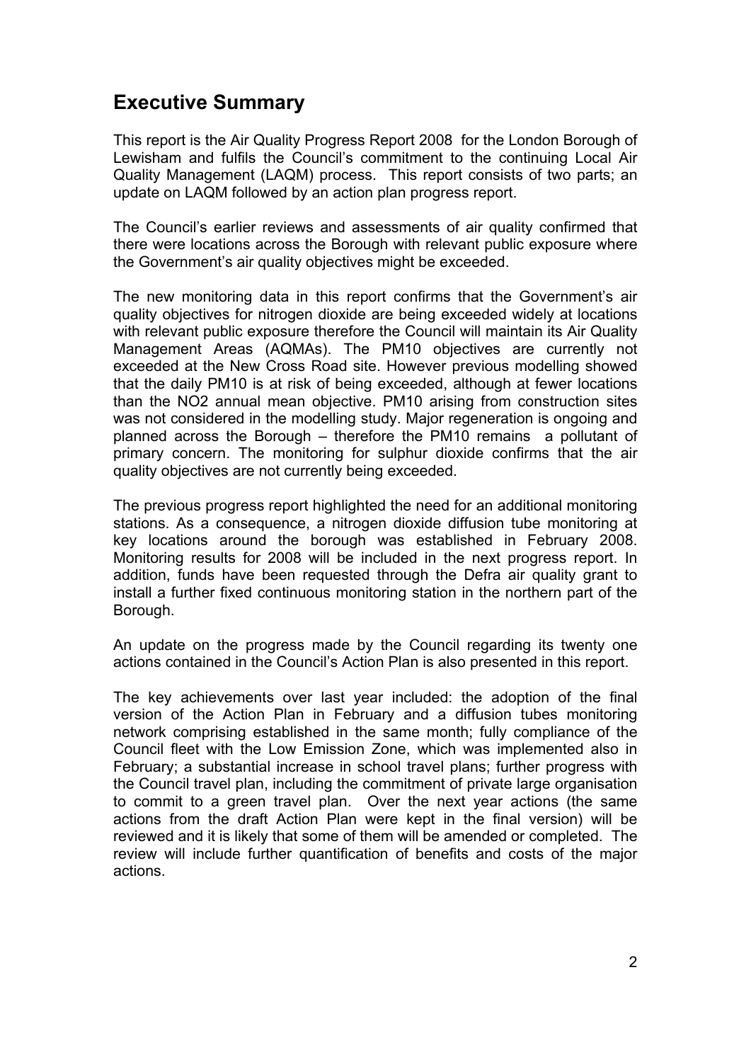# Executive Summary

This report is the Air Quality Progress Report 2008 for the London Borough of Lewisham and fulfils the Council's commitment to the continuing Local Air Quality Management (LAQM) process. This report consists of two parts; an update on LAQM followed by an action plan progress report.

The Council's earlier reviews and assessments of air quality confirmed that there were locations across the Borough with relevant public exposure where the Government's air quality objectives might be exceeded.

The new monitoring data in this report confirms that the Government's air quality objectives for nitrogen dioxide are being exceeded widely at locations with relevant public exposure therefore the Council will maintain its Air Quality Management Areas (AQMAs). The PM10 objectives are currently not exceeded at the New Cross Road site. However previous modelling showed that the daily PM10 is at risk of being exceeded, although at fewer locations than the NO2 annual mean objective. PM10 arising from construction sites was not considered in the modelling study. Major regeneration is ongoing and planned across the Borough – therefore the PM10 remains a pollutant of primary concern. The monitoring for sulphur dioxide confirms that the air quality objectives are not currently being exceeded.

The previous progress report highlighted the need for an additional monitoring stations. As a consequence, a nitrogen dioxide diffusion tube monitoring at key locations around the borough was established in February 2008. Monitoring results for 2008 will be included in the next progress report. In addition, funds have been requested through the Defra air quality grant to install a further fixed continuous monitoring station in the northern part of the Borough.

An update on the progress made by the Council regarding its twenty one actions contained in the Council's Action Plan is also presented in this report.

The key achievements over last year included: the adoption of the final version of the Action Plan in February and a diffusion tubes monitoring network comprising established in the same month; fully compliance of the Council fleet with the Low Emission Zone, which was implemented also in February; a substantial increase in school travel plans; further progress with the Council travel plan, including the commitment of private large organisation to commit to a green travel plan. Over the next year actions (the same actions from the draft Action Plan were kept in the final version) will be reviewed and it is likely that some of them will be amended or completed. The review will include further quantification of benefits and costs of the major actions.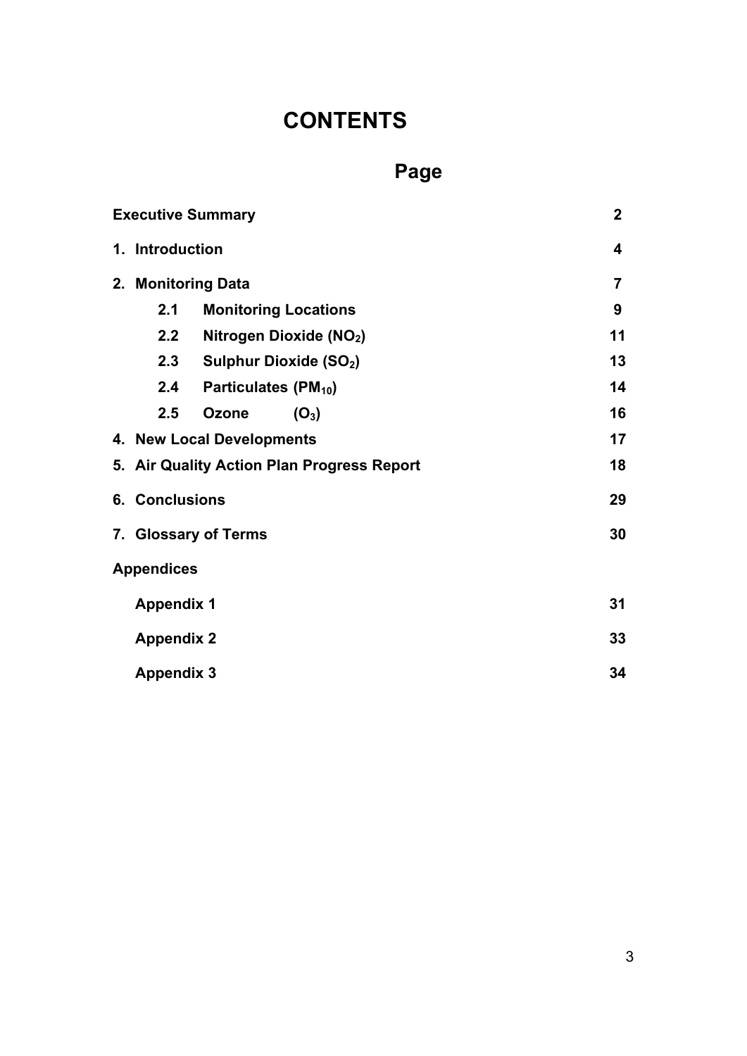# CONTENTS

| | Page |
|---|---|
| **Executive Summary** | **2** |
| **1. Introduction** | **4** |
| **2. Monitoring Data** | **7** |
| **2.1 Monitoring Locations** | **9** |
| **2.2 Nitrogen Dioxide ($NO_2$)** | **11** |
| **2.3 Sulphur Dioxide ($SO_2$)** | **13** |
| **2.4 Particulates ($PM_{10}$)** | **14** |
| **2.5 Ozone ($O_3$)** | **16** |
| **4. New Local Developments** | **17** |
| **5. Air Quality Action Plan Progress Report** | **18** |
| **6. Conclusions** | **29** |
| **7. Glossary of Terms** | **30** |
| **Appendices** | |
| **Appendix 1** | **31** |
| **Appendix 2** | **33** |
| **Appendix 3** | **34** |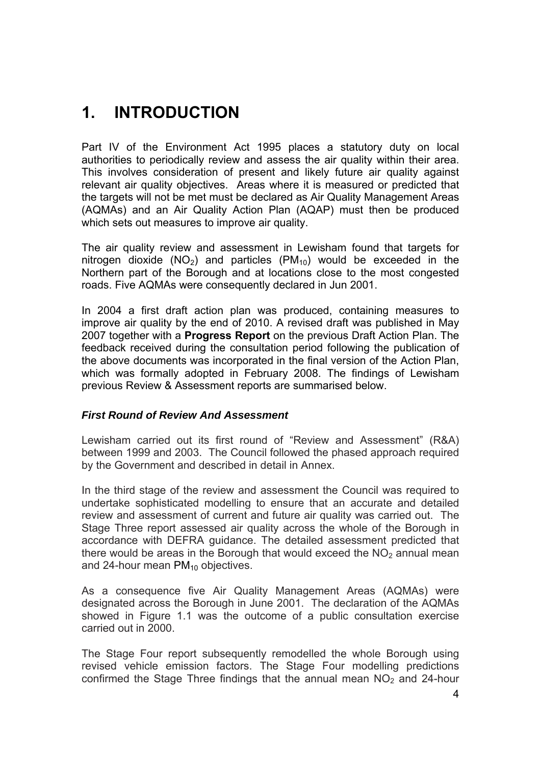# 1. INTRODUCTION

Part IV of the Environment Act 1995 places a statutory duty on local authorities to periodically review and assess the air quality within their area. This involves consideration of present and likely future air quality against relevant air quality objectives. Areas where it is measured or predicted that the targets will not be met must be declared as Air Quality Management Areas (AQMAs) and an Air Quality Action Plan (AQAP) must then be produced which sets out measures to improve air quality.

The air quality review and assessment in Lewisham found that targets for nitrogen dioxide ($NO_2$) and particles ($PM_{10}$) would be exceeded in the Northern part of the Borough and at locations close to the most congested roads. Five AQMAs were consequently declared in Jun 2001.

In 2004 a first draft action plan was produced, containing measures to improve air quality by the end of 2010. A revised draft was published in May 2007 together with a **Progress Report** on the previous Draft Action Plan. The feedback received during the consultation period following the publication of the above documents was incorporated in the final version of the Action Plan, which was formally adopted in February 2008. The findings of Lewisham previous Review & Assessment reports are summarised below.

### *First Round of Review And Assessment*

Lewisham carried out its first round of "Review and Assessment" (R&A) between 1999 and 2003. The Council followed the phased approach required by the Government and described in detail in Annex.

In the third stage of the review and assessment the Council was required to undertake sophisticated modelling to ensure that an accurate and detailed review and assessment of current and future air quality was carried out. The Stage Three report assessed air quality across the whole of the Borough in accordance with DEFRA guidance. The detailed assessment predicted that there would be areas in the Borough that would exceed the $NO_2$ annual mean and 24-hour mean $PM_{10}$ objectives.

As a consequence five Air Quality Management Areas (AQMAs) were designated across the Borough in June 2001. The declaration of the AQMAs showed in Figure 1.1 was the outcome of a public consultation exercise carried out in 2000.

The Stage Four report subsequently remodelled the whole Borough using revised vehicle emission factors. The Stage Four modelling predictions confirmed the Stage Three findings that the annual mean $NO_2$ and 24-hour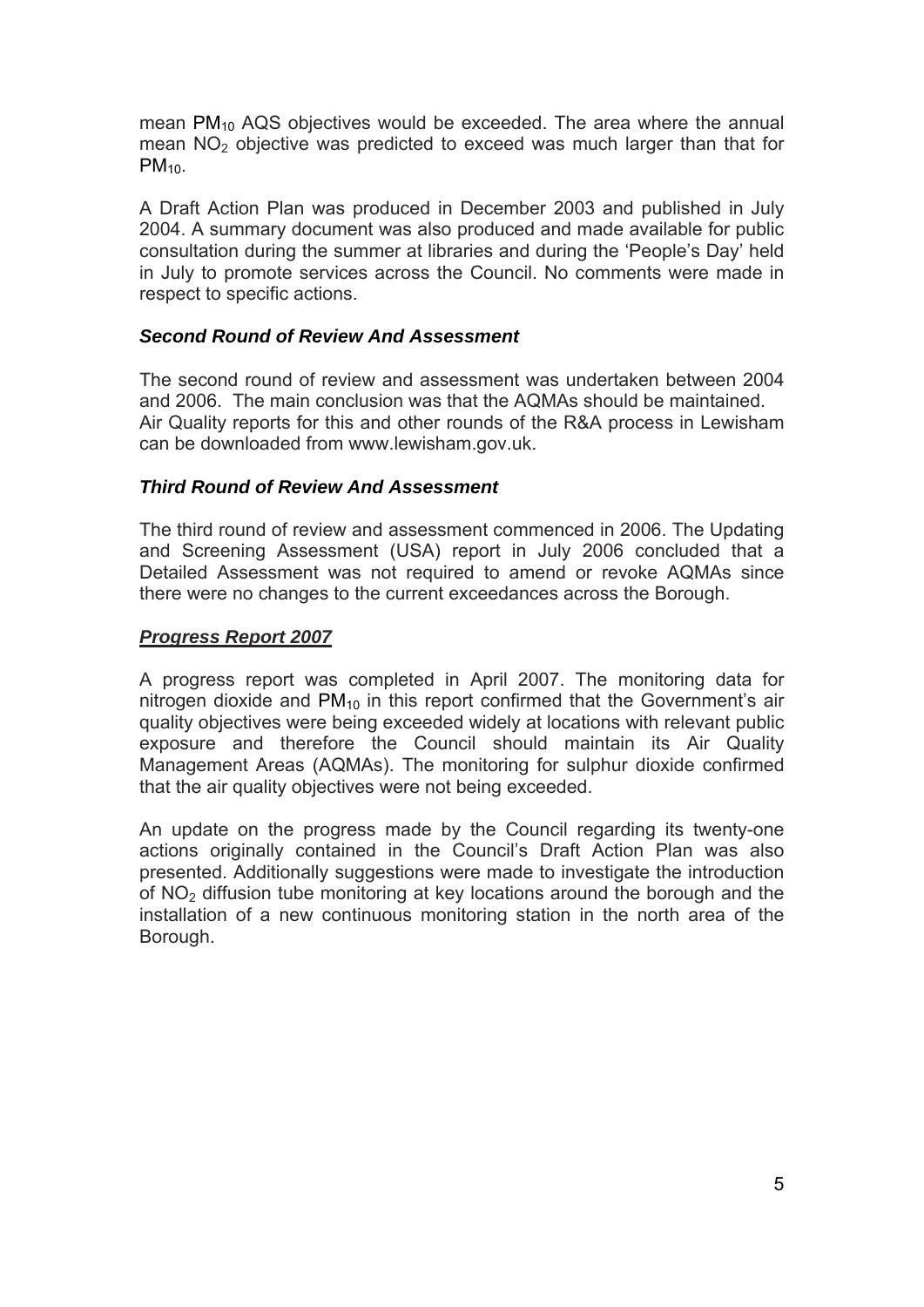mean $PM_{10}$ AQS objectives would be exceeded. The area where the annual mean $NO_2$ objective was predicted to exceed was much larger than that for $PM_{10}$.

A Draft Action Plan was produced in December 2003 and published in July 2004. A summary document was also produced and made available for public consultation during the summer at libraries and during the 'People's Day' held in July to promote services across the Council. No comments were made in respect to specific actions.

### *Second Round of Review And Assessment*

The second round of review and assessment was undertaken between 2004 and 2006. The main conclusion was that the AQMAs should be maintained. Air Quality reports for this and other rounds of the R&A process in Lewisham can be downloaded from www.lewisham.gov.uk.

### *Third Round of Review And Assessment*

The third round of review and assessment commenced in 2006. The Updating and Screening Assessment (USA) report in July 2006 concluded that a Detailed Assessment was not required to amend or revoke AQMAs since there were no changes to the current exceedances across the Borough.

### ***<u>Progress Report 2007</u>***

A progress report was completed in April 2007. The monitoring data for nitrogen dioxide and $PM_{10}$ in this report confirmed that the Government's air quality objectives were being exceeded widely at locations with relevant public exposure and therefore the Council should maintain its Air Quality Management Areas (AQMAs). The monitoring for sulphur dioxide confirmed that the air quality objectives were not being exceeded.

An update on the progress made by the Council regarding its twenty-one actions originally contained in the Council's Draft Action Plan was also presented. Additionally suggestions were made to investigate the introduction of $NO_2$ diffusion tube monitoring at key locations around the borough and the installation of a new continuous monitoring station in the north area of the Borough.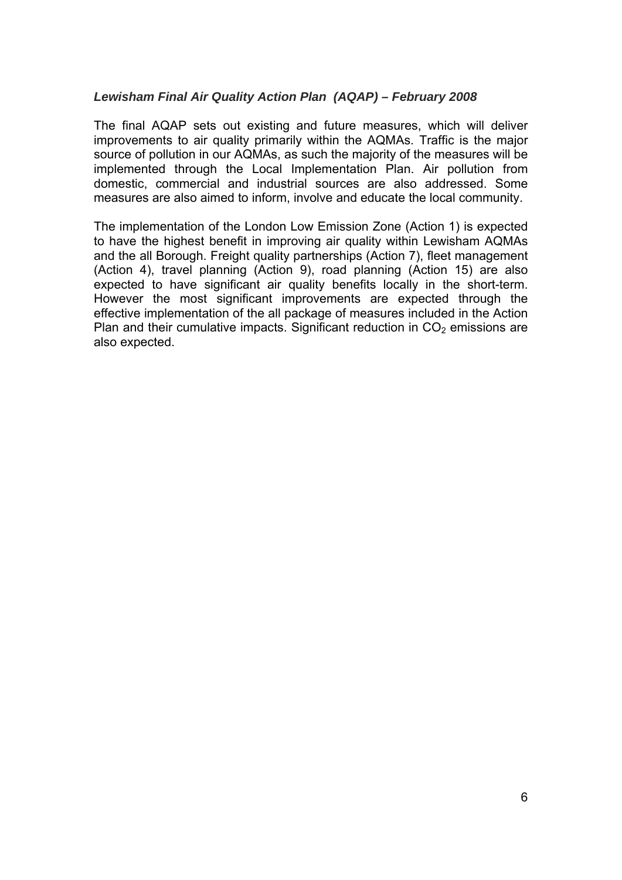### *Lewisham Final Air Quality Action Plan (AQAP) – February 2008*

The final AQAP sets out existing and future measures, which will deliver improvements to air quality primarily within the AQMAs. Traffic is the major source of pollution in our AQMAs, as such the majority of the measures will be implemented through the Local Implementation Plan. Air pollution from domestic, commercial and industrial sources are also addressed. Some measures are also aimed to inform, involve and educate the local community.

The implementation of the London Low Emission Zone (Action 1) is expected to have the highest benefit in improving air quality within Lewisham AQMAs and the all Borough. Freight quality partnerships (Action 7), fleet management (Action 4), travel planning (Action 9), road planning (Action 15) are also expected to have significant air quality benefits locally in the short-term. However the most significant improvements are expected through the effective implementation of the all package of measures included in the Action Plan and their cumulative impacts. Significant reduction in $CO_2$ emissions are also expected.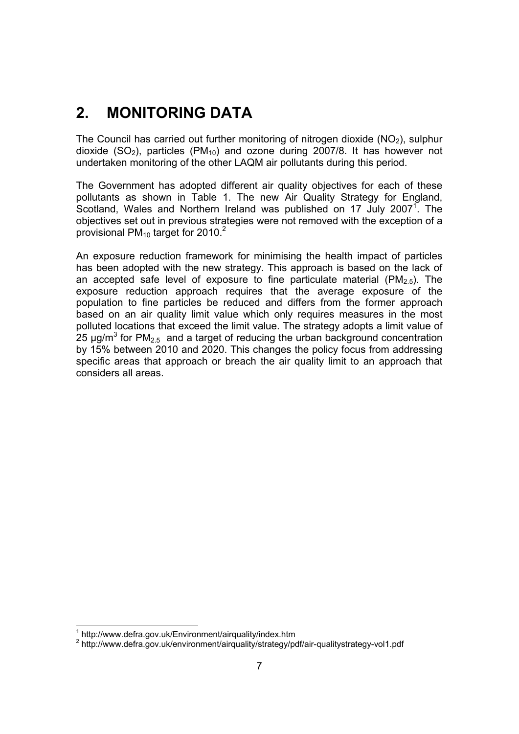# 2. MONITORING DATA

The Council has carried out further monitoring of nitrogen dioxide ($NO_2$), sulphur dioxide ($SO_2$), particles ($PM_{10}$) and ozone during 2007/8. It has however not undertaken monitoring of the other LAQM air pollutants during this period.

The Government has adopted different air quality objectives for each of these pollutants as shown in Table 1. The new Air Quality Strategy for England, Scotland, Wales and Northern Ireland was published on 17 July 2007[1]. The objectives set out in previous strategies were not removed with the exception of a provisional $PM_{10}$ target for 2010.[2]

An exposure reduction framework for minimising the health impact of particles has been adopted with the new strategy. This approach is based on the lack of an accepted safe level of exposure to fine particulate material ($PM_{2.5}$). The exposure reduction approach requires that the average exposure of the population to fine particles be reduced and differs from the former approach based on an air quality limit value which only requires measures in the most polluted locations that exceed the limit value. The strategy adopts a limit value of 25 $\mu g/m^3$ for $PM_{2.5}$ and a target of reducing the urban background concentration by 15% between 2010 and 2020. This changes the policy focus from addressing specific areas that approach or breach the air quality limit to an approach that considers all areas.

[1] http://www.defra.gov.uk/Environment/airquality/index.htm

[2] http://www.defra.gov.uk/environment/airquality/strategy/pdf/air-qualitystrategy-vol1.pdf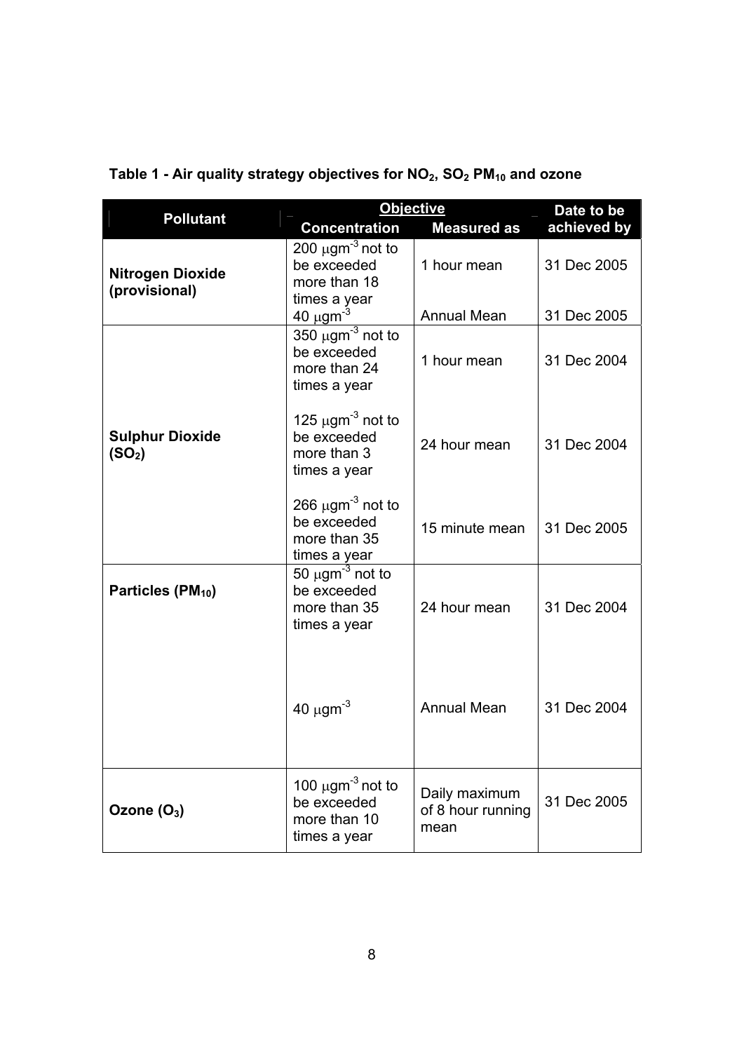**Table 1 - Air quality strategy objectives for $NO_2$, $SO_2$ $PM_{10}$ and ozone**

| Pollutant | Objective | | Date to be achieved by |
|---|---|---|---|
| | Concentration | Measured as | |
| **Nitrogen Dioxide (provisional)** | 200 $\mu gm^{-3}$ not to be exceeded more than 18 times a year | 1 hour mean | 31 Dec 2005 |
| | 40 $\mu gm^{-3}$ | Annual Mean | 31 Dec 2005 |
| **Sulphur Dioxide ($SO_2$)** | 350 $\mu gm^{-3}$ not to be exceeded more than 24 times a year | 1 hour mean | 31 Dec 2004 |
| | 125 $\mu gm^{-3}$ not to be exceeded more than 3 times a year | 24 hour mean | 31 Dec 2004 |
| | 266 $\mu gm^{-3}$ not to be exceeded more than 35 times a year | 15 minute mean | 31 Dec 2005 |
| **Particles ($PM_{10}$)** | 50 $\mu gm^{-3}$ not to be exceeded more than 35 times a year | 24 hour mean | 31 Dec 2004 |
| | 40 $\mu gm^{-3}$ | Annual Mean | 31 Dec 2004 |
| **Ozone ($O_3$)** | 100 $\mu gm^{-3}$ not to be exceeded more than 10 times a year | Daily maximum of 8 hour running mean | 31 Dec 2005 |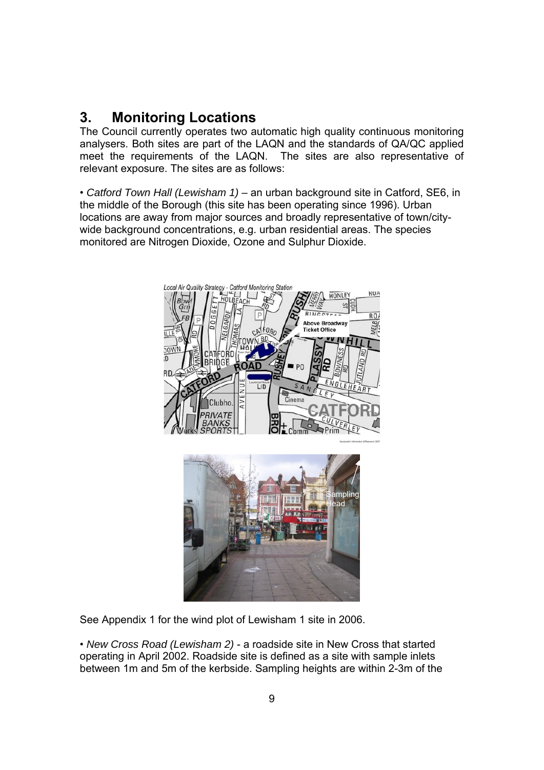## 3. Monitoring Locations

The Council currently operates two automatic high quality continuous monitoring analysers. Both sites are part of the LAQN and the standards of QA/QC applied meet the requirements of the LAQN. The sites are also representative of relevant exposure. The sites are as follows:

• *Catford Town Hall (Lewisham 1)* – an urban background site in Catford, SE6, in the middle of the Borough (this site has been operating since 1996). Urban locations are away from major sources and broadly representative of town/city-wide background concentrations, e.g. urban residential areas. The species monitored are Nitrogen Dioxide, Ozone and Sulphur Dioxide.

See Appendix 1 for the wind plot of Lewisham 1 site in 2006.

• *New Cross Road (Lewisham 2)* - a roadside site in New Cross that started operating in April 2002. Roadside site is defined as a site with sample inlets between 1m and 5m of the kerbside. Sampling heights are within 2-3m of the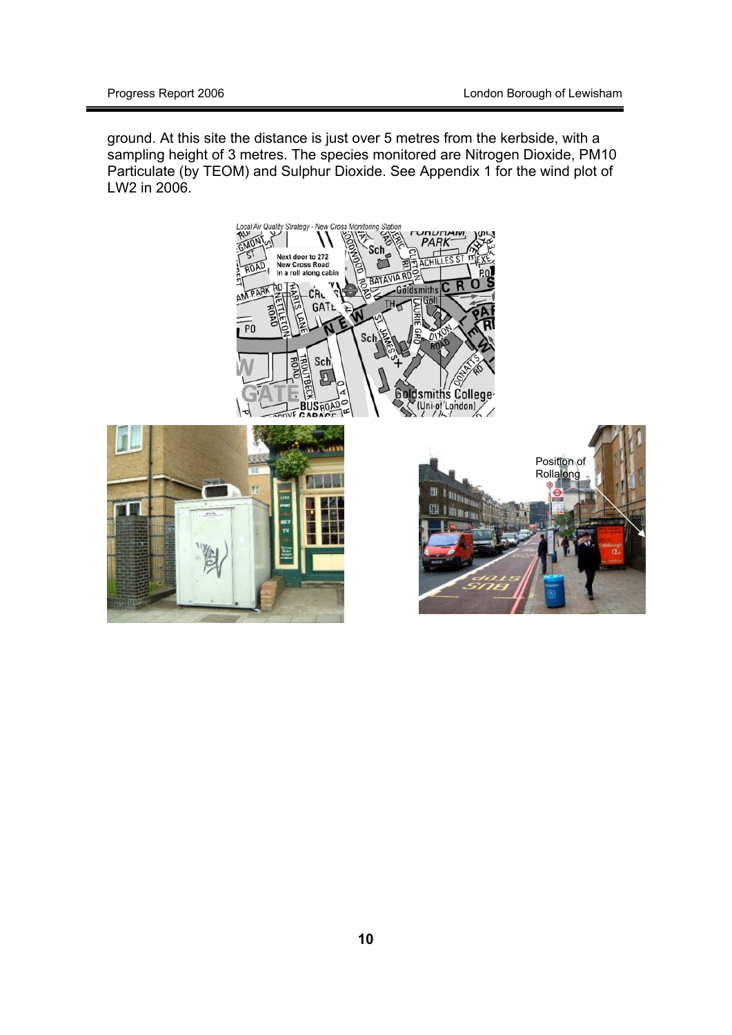ground. At this site the distance is just over 5 metres from the kerbside, with a sampling height of 3 metres. The species monitored are Nitrogen Dioxide, PM10 Particulate (by TEOM) and Sulphur Dioxide. See Appendix 1 for the wind plot of LW2 in 2006.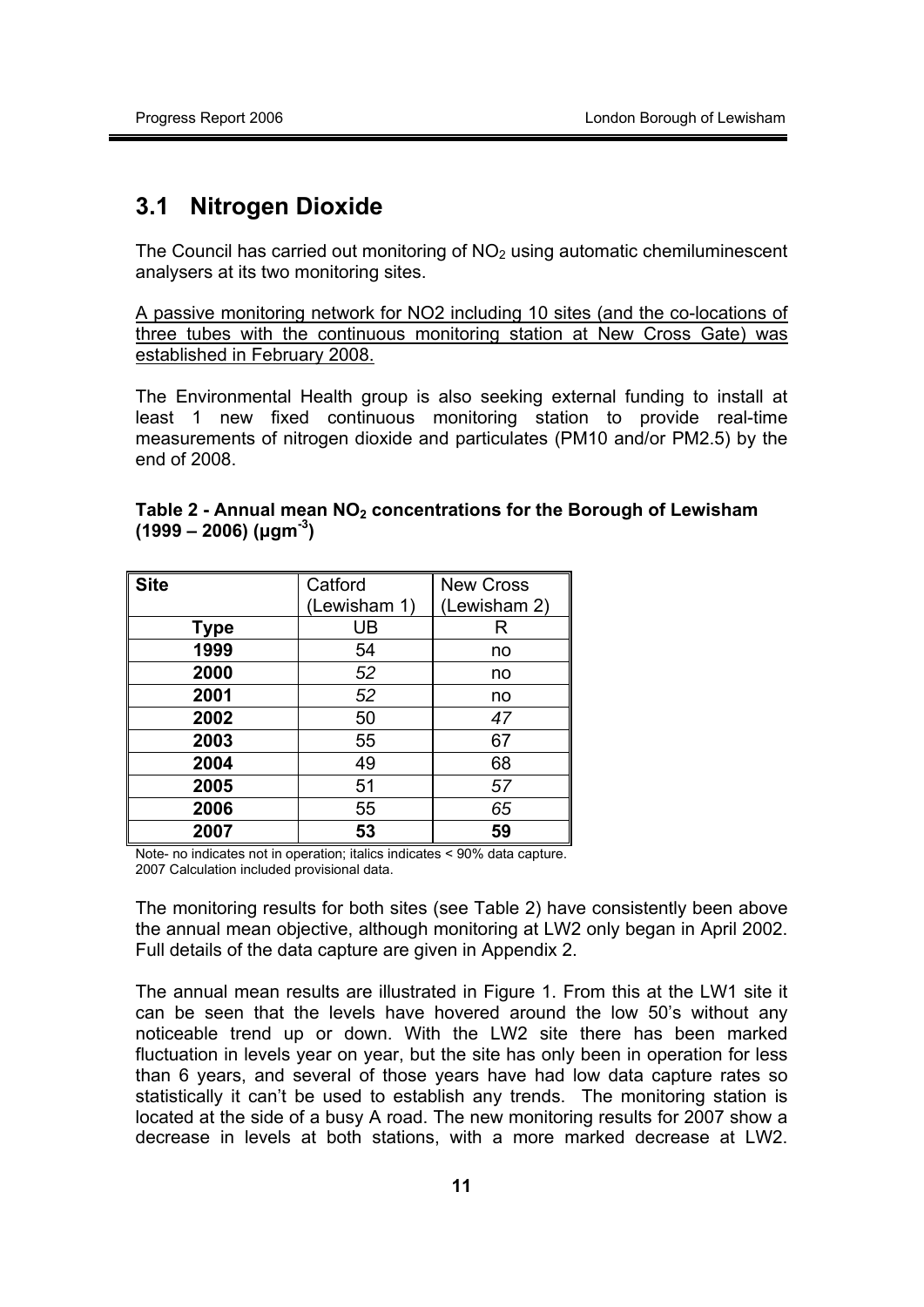## 3.1 Nitrogen Dioxide

The Council has carried out monitoring of $NO_2$ using automatic chemiluminescent analysers at its two monitoring sites.

A passive monitoring network for NO2 including 10 sites (and the co-locations of three tubes with the continuous monitoring station at New Cross Gate) was established in February 2008.

The Environmental Health group is also seeking external funding to install at least 1 new fixed continuous monitoring station to provide real-time measurements of nitrogen dioxide and particulates (PM10 and/or PM2.5) by the end of 2008.

**Table 2 - Annual mean $NO_2$ concentrations for the Borough of Lewisham (1999 – 2006) (µgm$^{-3}$)**

| **Site** | Catford (Lewisham 1) | New Cross (Lewisham 2) |
|---|---|---|
| **Type** | UB | R |
| **1999** | 54 | no |
| **2000** | *52* | no |
| **2001** | *52* | no |
| **2002** | 50 | *47* |
| **2003** | 55 | 67 |
| **2004** | 49 | 68 |
| **2005** | 51 | *57* |
| **2006** | 55 | *65* |
| **2007** | **53** | **59** |

Note- no indicates not in operation; italics indicates < 90% data capture.
2007 Calculation included provisional data.

The monitoring results for both sites (see Table 2) have consistently been above the annual mean objective, although monitoring at LW2 only began in April 2002. Full details of the data capture are given in Appendix 2.

The annual mean results are illustrated in Figure 1. From this at the LW1 site it can be seen that the levels have hovered around the low 50's without any noticeable trend up or down. With the LW2 site there has been marked fluctuation in levels year on year, but the site has only been in operation for less than 6 years, and several of those years have had low data capture rates so statistically it can't be used to establish any trends. The monitoring station is located at the side of a busy A road. The new monitoring results for 2007 show a decrease in levels at both stations, with a more marked decrease at LW2.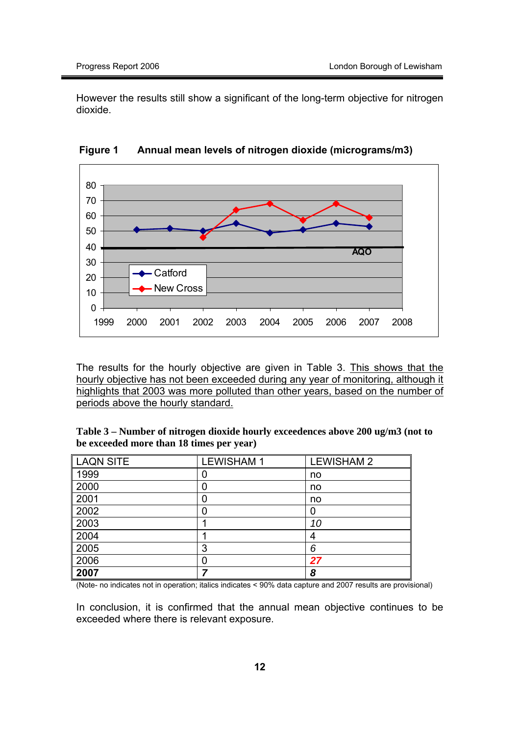However the results still show a significant of the long-term objective for nitrogen dioxide.

**Figure 1 Annual mean levels of nitrogen dioxide (micrograms/m3)**

The results for the hourly objective are given in Table 3. This shows that the hourly objective has not been exceeded during any year of monitoring, although it highlights that 2003 was more polluted than other years, based on the number of periods above the hourly standard.

**Table 3 – Number of nitrogen dioxide hourly exceedences above 200 ug/m3 (not to be exceeded more than 18 times per year)**

| LAQN SITE | LEWISHAM 1 | LEWISHAM 2 |
|---|---|---|
| 1999 | 0 | no |
| 2000 | 0 | no |
| 2001 | 0 | no |
| 2002 | 0 | 0 |
| 2003 | 1 | *10* |
| 2004 | 1 | 4 |
| 2005 | 3 | *6* |
| 2006 | 0 | ***27*** |
| **2007** | ***7*** | ***8*** |

(Note- no indicates not in operation; italics indicates < 90% data capture and 2007 results are provisional)

In conclusion, it is confirmed that the annual mean objective continues to be exceeded where there is relevant exposure.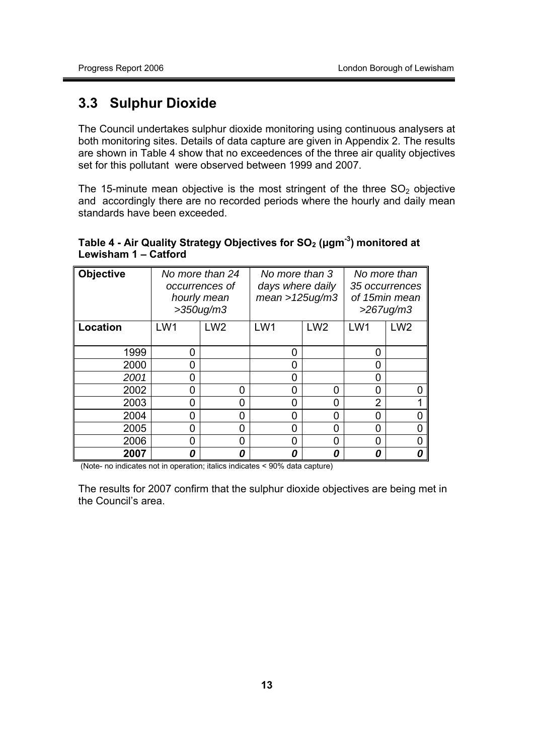## 3.3 Sulphur Dioxide

The Council undertakes sulphur dioxide monitoring using continuous analysers at both monitoring sites. Details of data capture are given in Appendix 2. The results are shown in Table 4 show that no exceedences of the three air quality objectives set for this pollutant were observed between 1999 and 2007.

The 15-minute mean objective is the most stringent of the three $SO_2$ objective and accordingly there are no recorded periods where the hourly and daily mean standards have been exceeded.

**Table 4 - Air Quality Strategy Objectives for $SO_2$ ($\mu gm^{-3}$) monitored at Lewisham 1 – Catford**

| **Objective** | *No more than 24 occurrences of hourly mean >350ug/m3* | | *No more than 3 days where daily mean >125ug/m3* | | *No more than 35 occurrences of 15min mean >267ug/m3* | |
|---|---|---|---|---|---|---|
| **Location** | LW1 | LW2 | LW1 | LW2 | LW1 | LW2 |
| 1999 | 0 | | 0 | | 0 | |
| 2000 | 0 | | 0 | | 0 | |
| *2001* | 0 | | 0 | | 0 | |
| 2002 | 0 | 0 | 0 | 0 | 0 | 0 |
| 2003 | 0 | 0 | 0 | 0 | 2 | 1 |
| 2004 | 0 | 0 | 0 | 0 | 0 | 0 |
| 2005 | 0 | 0 | 0 | 0 | 0 | 0 |
| 2006 | 0 | 0 | 0 | 0 | 0 | 0 |
| **2007** | ***0*** | ***0*** | ***0*** | ***0*** | ***0*** | ***0*** |

(Note- no indicates not in operation; italics indicates < 90% data capture)

The results for 2007 confirm that the sulphur dioxide objectives are being met in the Council's area.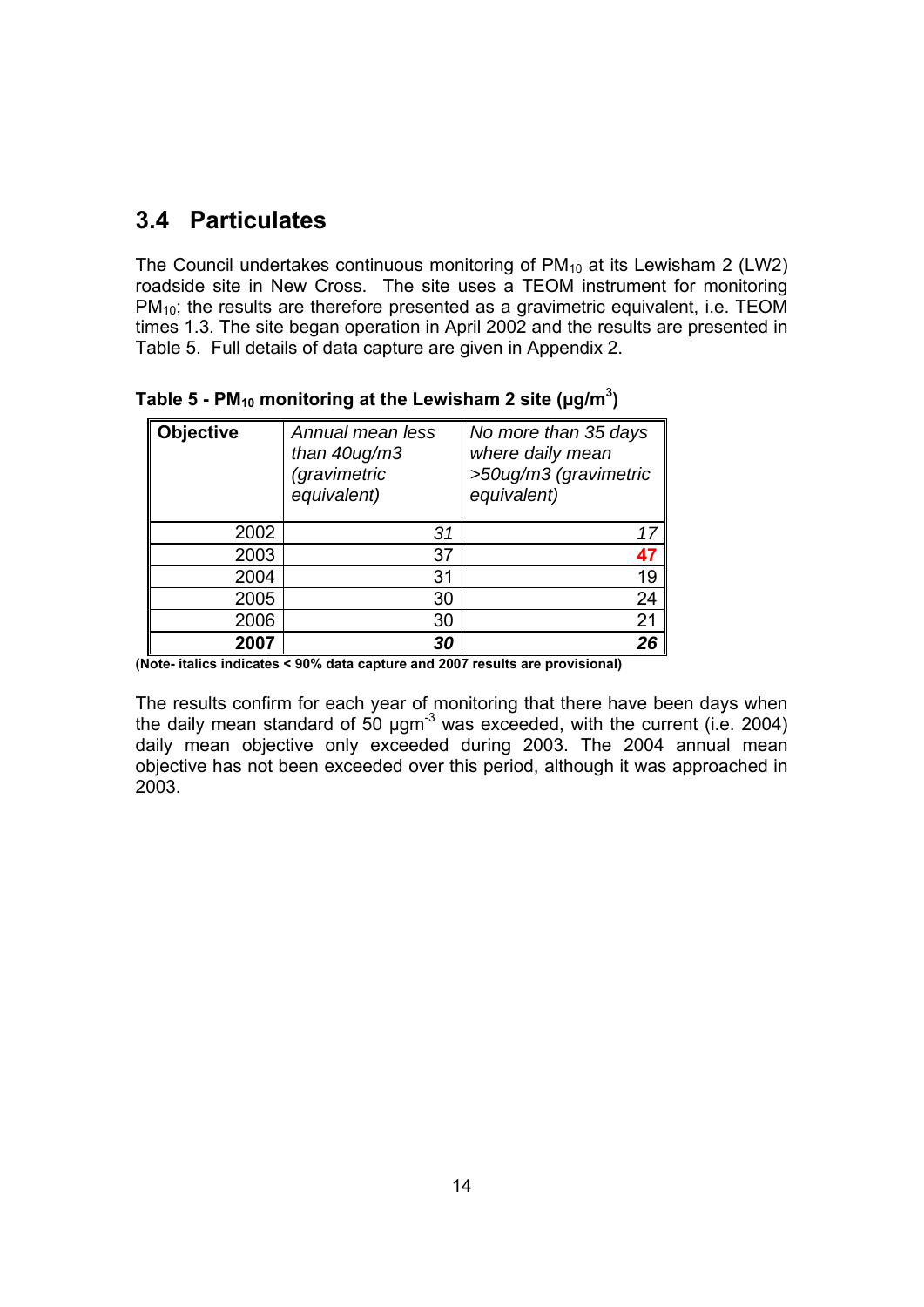## 3.4 Particulates

The Council undertakes continuous monitoring of $PM_{10}$ at its Lewisham 2 (LW2) roadside site in New Cross. The site uses a TEOM instrument for monitoring $PM_{10}$; the results are therefore presented as a gravimetric equivalent, i.e. TEOM times 1.3. The site began operation in April 2002 and the results are presented in Table 5. Full details of data capture are given in Appendix 2.

**Table 5 - $PM_{10}$ monitoring at the Lewisham 2 site (μg/m$^3$)**

| **Objective** | *Annual mean less than 40ug/m3 (gravimetric equivalent)* | *No more than 35 days where daily mean >50ug/m3 (gravimetric equivalent)* |
|---:|---:|---:|
| 2002 | *31* | *17* |
| 2003 | 37 | **47** |
| 2004 | 31 | 19 |
| 2005 | 30 | 24 |
| 2006 | 30 | 21 |
| **2007** | ***30*** | ***26*** |

**(Note- italics indicates < 90% data capture and 2007 results are provisional)**

The results confirm for each year of monitoring that there have been days when the daily mean standard of 50 μgm$^{-3}$ was exceeded, with the current (i.e. 2004) daily mean objective only exceeded during 2003. The 2004 annual mean objective has not been exceeded over this period, although it was approached in 2003.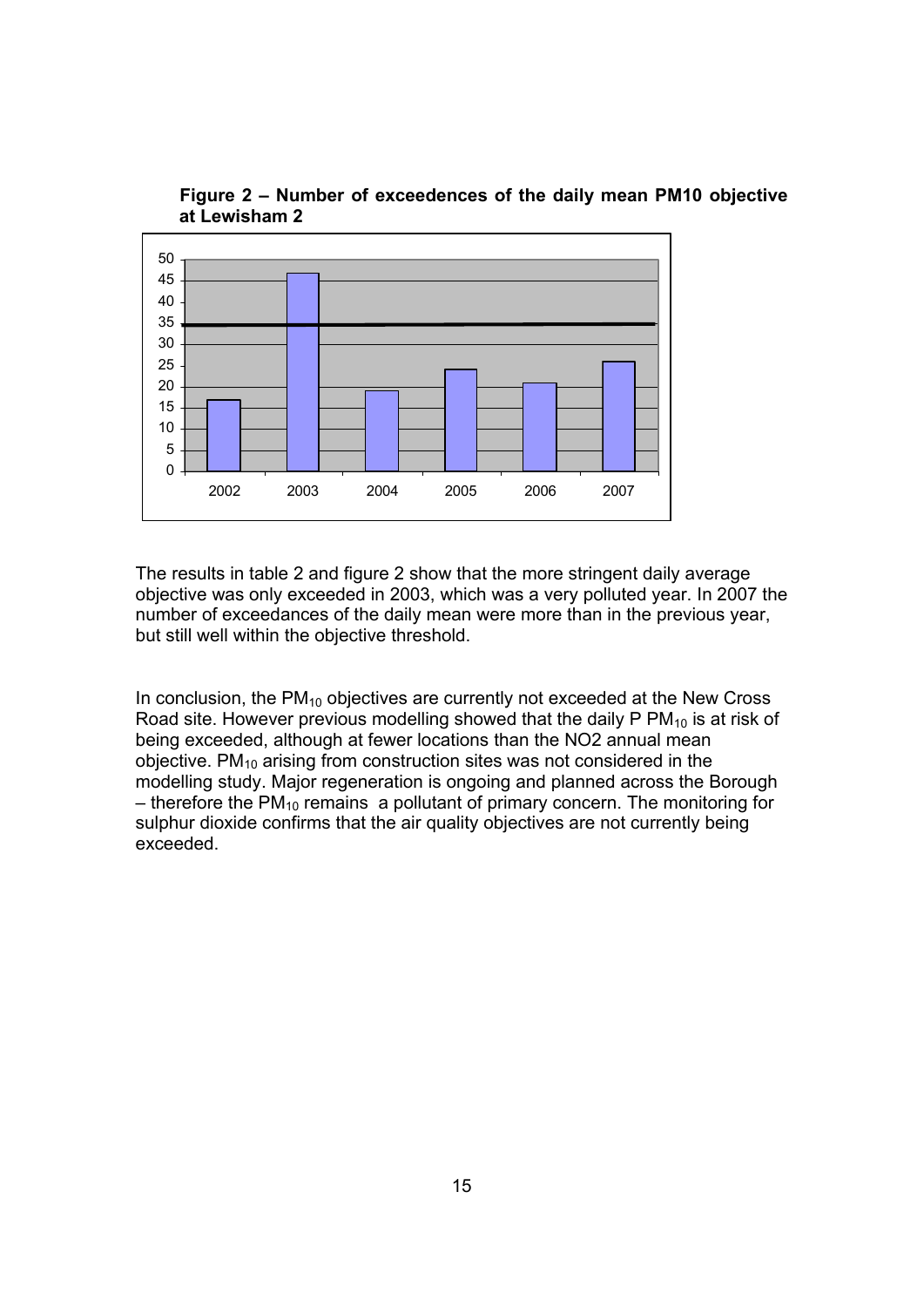**Figure 2 – Number of exceedences of the daily mean PM10 objective at Lewisham 2**

The results in table 2 and figure 2 show that the more stringent daily average objective was only exceeded in 2003, which was a very polluted year. In 2007 the number of exceedances of the daily mean were more than in the previous year, but still well within the objective threshold.

In conclusion, the $PM_{10}$ objectives are currently not exceeded at the New Cross Road site. However previous modelling showed that the daily P $PM_{10}$ is at risk of being exceeded, although at fewer locations than the NO2 annual mean objective. $PM_{10}$ arising from construction sites was not considered in the modelling study. Major regeneration is ongoing and planned across the Borough – therefore the $PM_{10}$ remains a pollutant of primary concern. The monitoring for sulphur dioxide confirms that the air quality objectives are not currently being exceeded.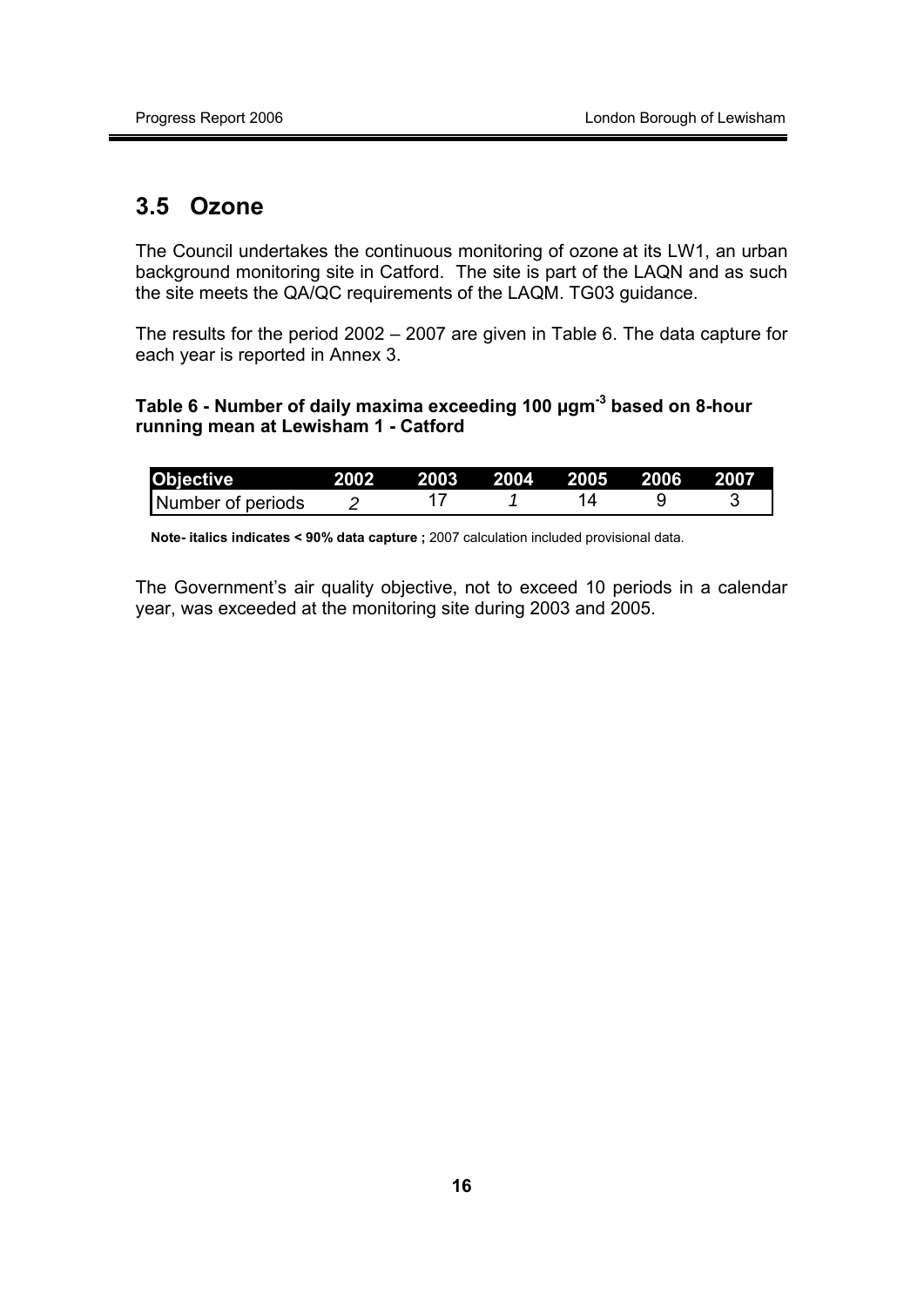## 3.5 Ozone

The Council undertakes the continuous monitoring of ozone at its LW1, an urban background monitoring site in Catford. The site is part of the LAQN and as such the site meets the QA/QC requirements of the LAQM. TG03 guidance.

The results for the period 2002 – 2007 are given in Table 6. The data capture for each year is reported in Annex 3.

**Table 6 - Number of daily maxima exceeding 100 µgm$^{-3}$ based on 8-hour running mean at Lewisham 1 - Catford**

| Objective | 2002 | 2003 | 2004 | 2005 | 2006 | 2007 |
|---|---|---|---|---|---|---|
| Number of periods | *2* | 17 | *1* | 14 | 9 | 3 |

**Note- italics indicates < 90% data capture ;** 2007 calculation included provisional data.

The Government's air quality objective, not to exceed 10 periods in a calendar year, was exceeded at the monitoring site during 2003 and 2005.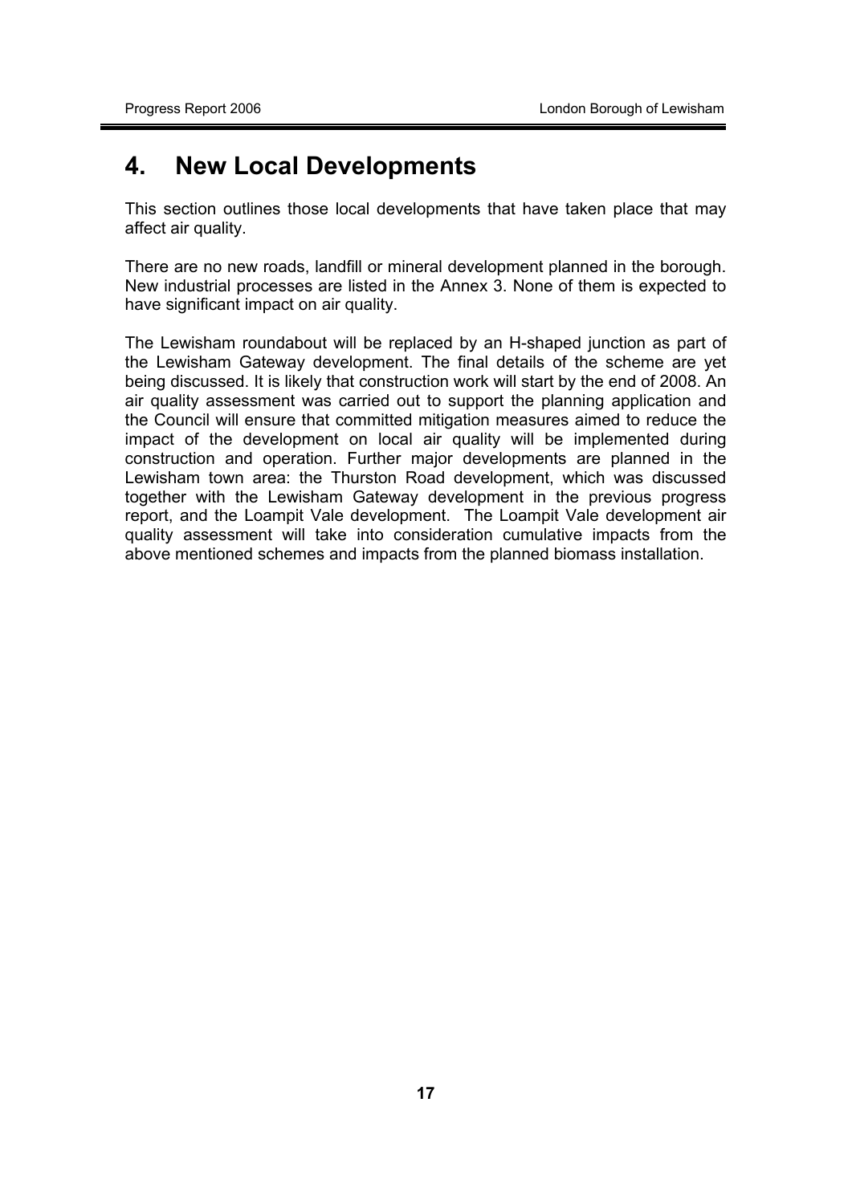# 4. New Local Developments

This section outlines those local developments that have taken place that may affect air quality.

There are no new roads, landfill or mineral development planned in the borough. New industrial processes are listed in the Annex 3. None of them is expected to have significant impact on air quality.

The Lewisham roundabout will be replaced by an H-shaped junction as part of the Lewisham Gateway development. The final details of the scheme are yet being discussed. It is likely that construction work will start by the end of 2008. An air quality assessment was carried out to support the planning application and the Council will ensure that committed mitigation measures aimed to reduce the impact of the development on local air quality will be implemented during construction and operation. Further major developments are planned in the Lewisham town area: the Thurston Road development, which was discussed together with the Lewisham Gateway development in the previous progress report, and the Loampit Vale development. The Loampit Vale development air quality assessment will take into consideration cumulative impacts from the above mentioned schemes and impacts from the planned biomass installation.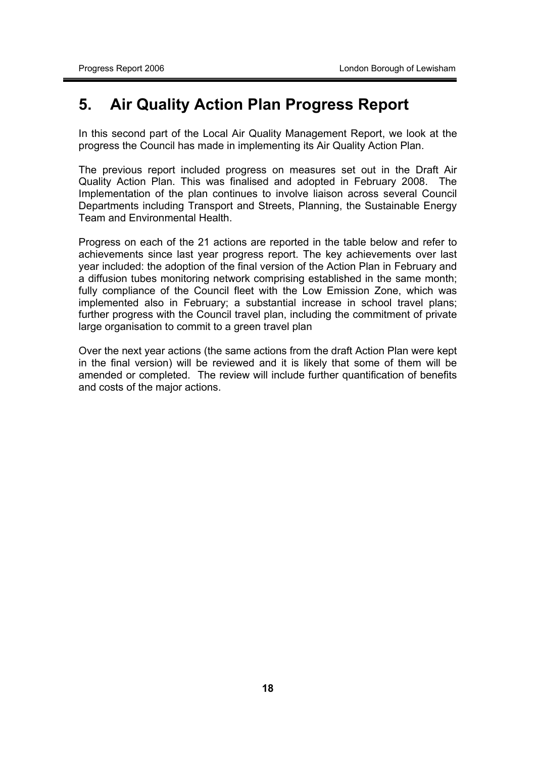# 5. Air Quality Action Plan Progress Report

In this second part of the Local Air Quality Management Report, we look at the progress the Council has made in implementing its Air Quality Action Plan.

The previous report included progress on measures set out in the Draft Air Quality Action Plan. This was finalised and adopted in February 2008. The Implementation of the plan continues to involve liaison across several Council Departments including Transport and Streets, Planning, the Sustainable Energy Team and Environmental Health.

Progress on each of the 21 actions are reported in the table below and refer to achievements since last year progress report. The key achievements over last year included: the adoption of the final version of the Action Plan in February and a diffusion tubes monitoring network comprising established in the same month; fully compliance of the Council fleet with the Low Emission Zone, which was implemented also in February; a substantial increase in school travel plans; further progress with the Council travel plan, including the commitment of private large organisation to commit to a green travel plan

Over the next year actions (the same actions from the draft Action Plan were kept in the final version) will be reviewed and it is likely that some of them will be amended or completed. The review will include further quantification of benefits and costs of the major actions.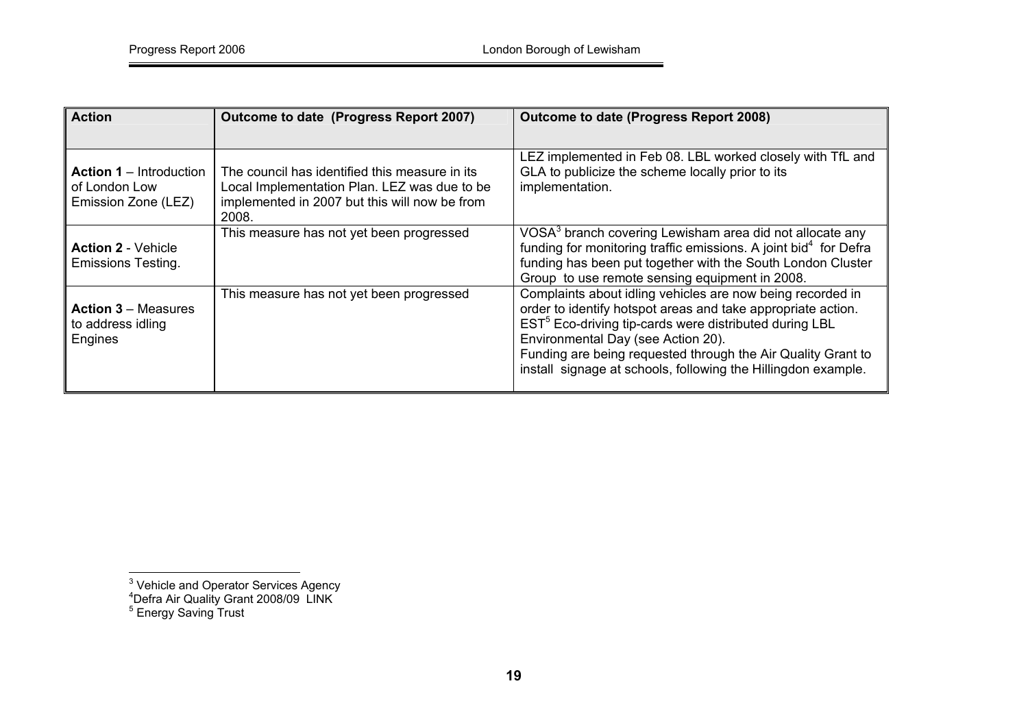| Action | Outcome to date (Progress Report 2007) | Outcome to date (Progress Report 2008) |
|---|---|---|
| **Action 1** – Introduction of London Low Emission Zone (LEZ) | The council has identified this measure in its Local Implementation Plan. LEZ was due to be implemented in 2007 but this will now be from 2008. | LEZ implemented in Feb 08. LBL worked closely with TfL and GLA to publicize the scheme locally prior to its implementation. |
| **Action 2** - Vehicle Emissions Testing. | This measure has not yet been progressed | VOSA[3] branch covering Lewisham area did not allocate any funding for monitoring traffic emissions. A joint bid[4] for Defra funding has been put together with the South London Cluster Group to use remote sensing equipment in 2008. |
| **Action 3** – Measures to address idling Engines | This measure has not yet been progressed | Complaints about idling vehicles are now being recorded in order to identify hotspot areas and take appropriate action. EST[5] Eco-driving tip-cards were distributed during LBL Environmental Day (see Action 20). Funding are being requested through the Air Quality Grant to install signage at schools, following the Hillingdon example. |

[3] Vehicle and Operator Services Agency

[4] Defra Air Quality Grant 2008/09 LINK

[5] Energy Saving Trust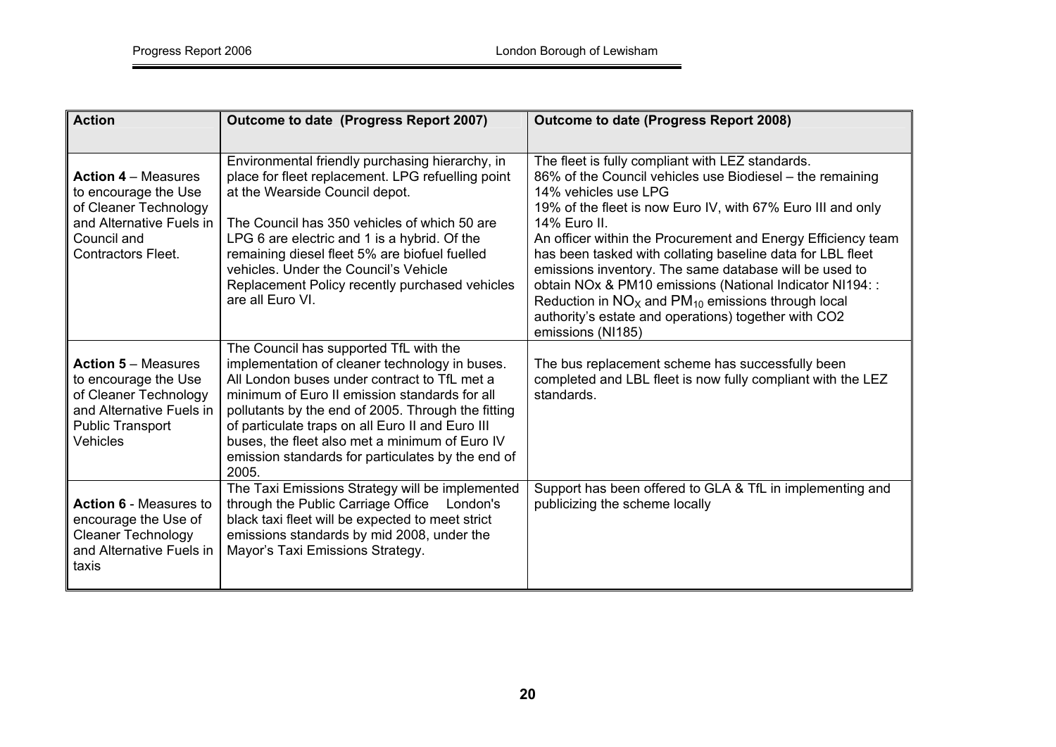| Action | Outcome to date (Progress Report 2007) | Outcome to date (Progress Report 2008) |
|---|---|---|
| **Action 4** – Measures to encourage the Use of Cleaner Technology and Alternative Fuels in Council and Contractors Fleet. | Environmental friendly purchasing hierarchy, in place for fleet replacement. LPG refuelling point at the Wearside Council depot.<br><br>The Council has 350 vehicles of which 50 are LPG 6 are electric and 1 is a hybrid. Of the remaining diesel fleet 5% are biofuel fuelled vehicles. Under the Council's Vehicle Replacement Policy recently purchased vehicles are all Euro VI. | The fleet is fully compliant with LEZ standards.<br>86% of the Council vehicles use Biodiesel – the remaining 14% vehicles use LPG<br>19% of the fleet is now Euro IV, with 67% Euro III and only 14% Euro II.<br>An officer within the Procurement and Energy Efficiency team has been tasked with collating baseline data for LBL fleet emissions inventory. The same database will be used to obtain NOx & PM10 emissions (National Indicator NI194: : Reduction in $NO_X$ and $PM_{10}$ emissions through local authority's estate and operations) together with CO2 emissions (NI185) |
| **Action 5** – Measures to encourage the Use of Cleaner Technology and Alternative Fuels in Public Transport Vehicles | The Council has supported TfL with the implementation of cleaner technology in buses. All London buses under contract to TfL met a minimum of Euro II emission standards for all pollutants by the end of 2005. Through the fitting of particulate traps on all Euro II and Euro III buses, the fleet also met a minimum of Euro IV emission standards for particulates by the end of 2005. | The bus replacement scheme has successfully been completed and LBL fleet is now fully compliant with the LEZ standards. |
| **Action 6** - Measures to encourage the Use of Cleaner Technology and Alternative Fuels in taxis | The Taxi Emissions Strategy will be implemented through the Public Carriage Office London's black taxi fleet will be expected to meet strict emissions standards by mid 2008, under the Mayor's Taxi Emissions Strategy. | Support has been offered to GLA & TfL in implementing and publicizing the scheme locally |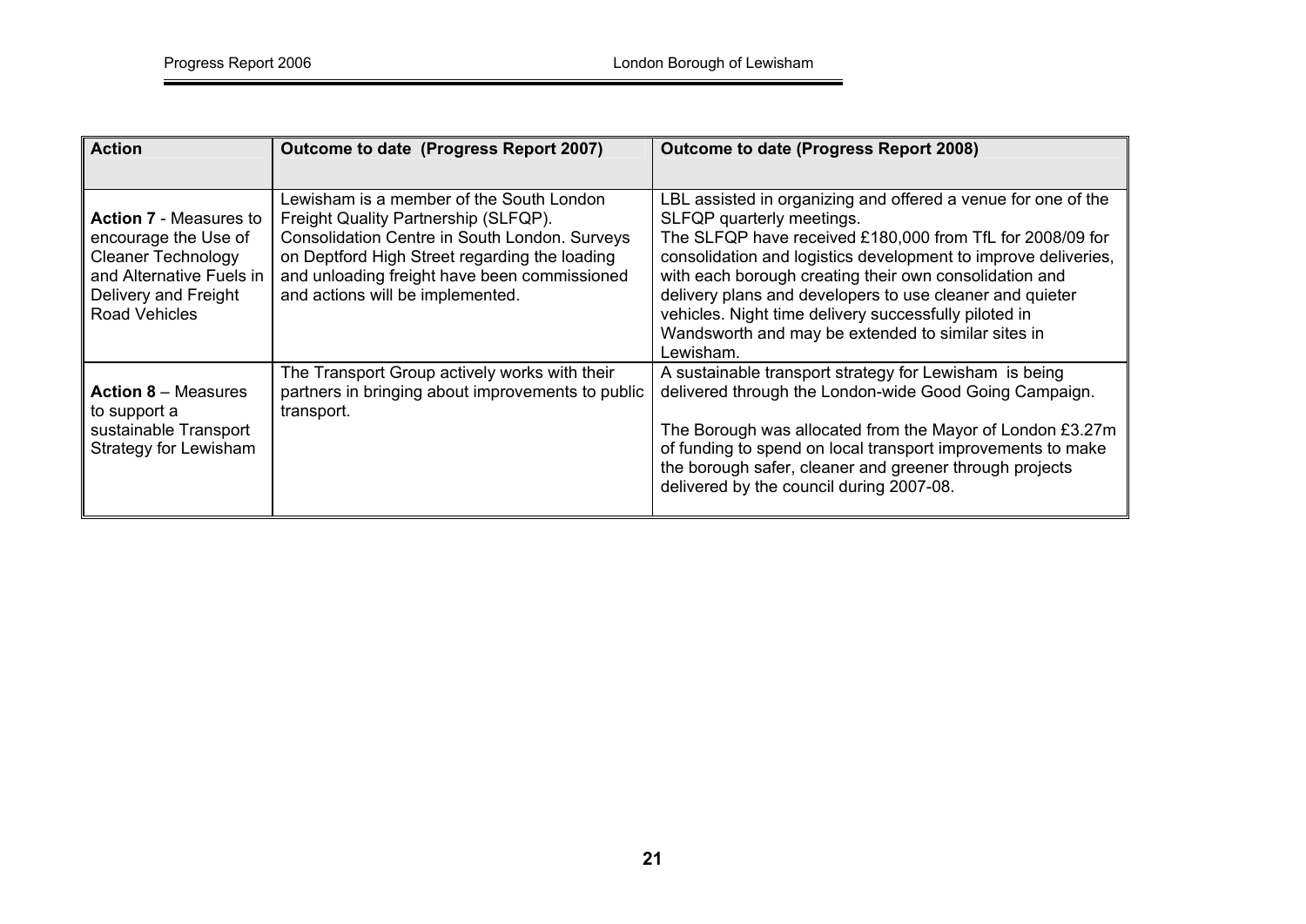| Action | Outcome to date (Progress Report 2007) | Outcome to date (Progress Report 2008) |
|---|---|---|
| **Action 7** - Measures to encourage the Use of Cleaner Technology and Alternative Fuels in Delivery and Freight Road Vehicles | Lewisham is a member of the South London Freight Quality Partnership (SLFQP). Consolidation Centre in South London. Surveys on Deptford High Street regarding the loading and unloading freight have been commissioned and actions will be implemented. | LBL assisted in organizing and offered a venue for one of the SLFQP quarterly meetings. The SLFQP have received £180,000 from TfL for 2008/09 for consolidation and logistics development to improve deliveries, with each borough creating their own consolidation and delivery plans and developers to use cleaner and quieter vehicles. Night time delivery successfully piloted in Wandsworth and may be extended to similar sites in Lewisham. |
| **Action 8** – Measures to support a sustainable Transport Strategy for Lewisham | The Transport Group actively works with their partners in bringing about improvements to public transport. | A sustainable transport strategy for Lewisham is being delivered through the London-wide Good Going Campaign.<br><br>The Borough was allocated from the Mayor of London £3.27m of funding to spend on local transport improvements to make the borough safer, cleaner and greener through projects delivered by the council during 2007-08. |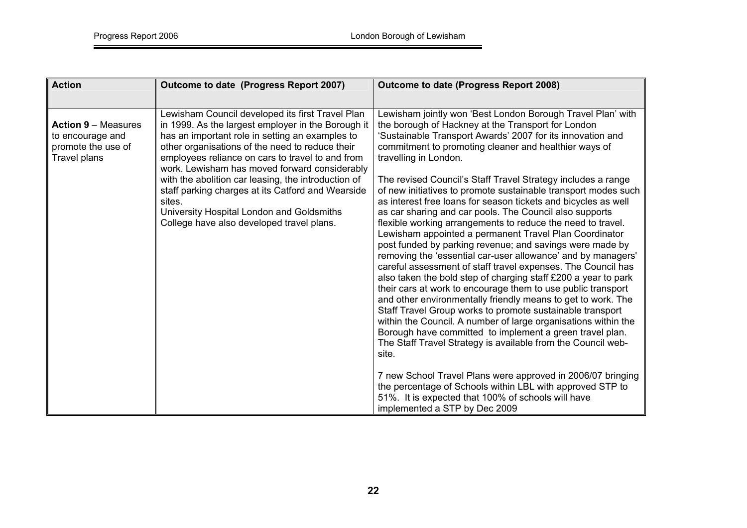| Action | Outcome to date (Progress Report 2007) | Outcome to date (Progress Report 2008) |
|---|---|---|
| **Action 9** – Measures to encourage and promote the use of Travel plans | Lewisham Council developed its first Travel Plan in 1999. As the largest employer in the Borough it has an important role in setting an examples to other organisations of the need to reduce their employees reliance on cars to travel to and from work. Lewisham has moved forward considerably with the abolition car leasing, the introduction of staff parking charges at its Catford and Wearside sites.<br>University Hospital London and Goldsmiths College have also developed travel plans. | Lewisham jointly won 'Best London Borough Travel Plan' with the borough of Hackney at the Transport for London 'Sustainable Transport Awards' 2007 for its innovation and commitment to promoting cleaner and healthier ways of travelling in London.<br><br>The revised Council's Staff Travel Strategy includes a range of new initiatives to promote sustainable transport modes such as interest free loans for season tickets and bicycles as well as car sharing and car pools. The Council also supports flexible working arrangements to reduce the need to travel. Lewisham appointed a permanent Travel Plan Coordinator post funded by parking revenue; and savings were made by removing the 'essential car-user allowance' and by managers' careful assessment of staff travel expenses. The Council has also taken the bold step of charging staff £200 a year to park their cars at work to encourage them to use public transport and other environmentally friendly means to get to work. The Staff Travel Group works to promote sustainable transport within the Council. A number of large organisations within the Borough have committed to implement a green travel plan. The Staff Travel Strategy is available from the Council web-site.<br><br>7 new School Travel Plans were approved in 2006/07 bringing the percentage of Schools within LBL with approved STP to 51%. It is expected that 100% of schools will have implemented a STP by Dec 2009 |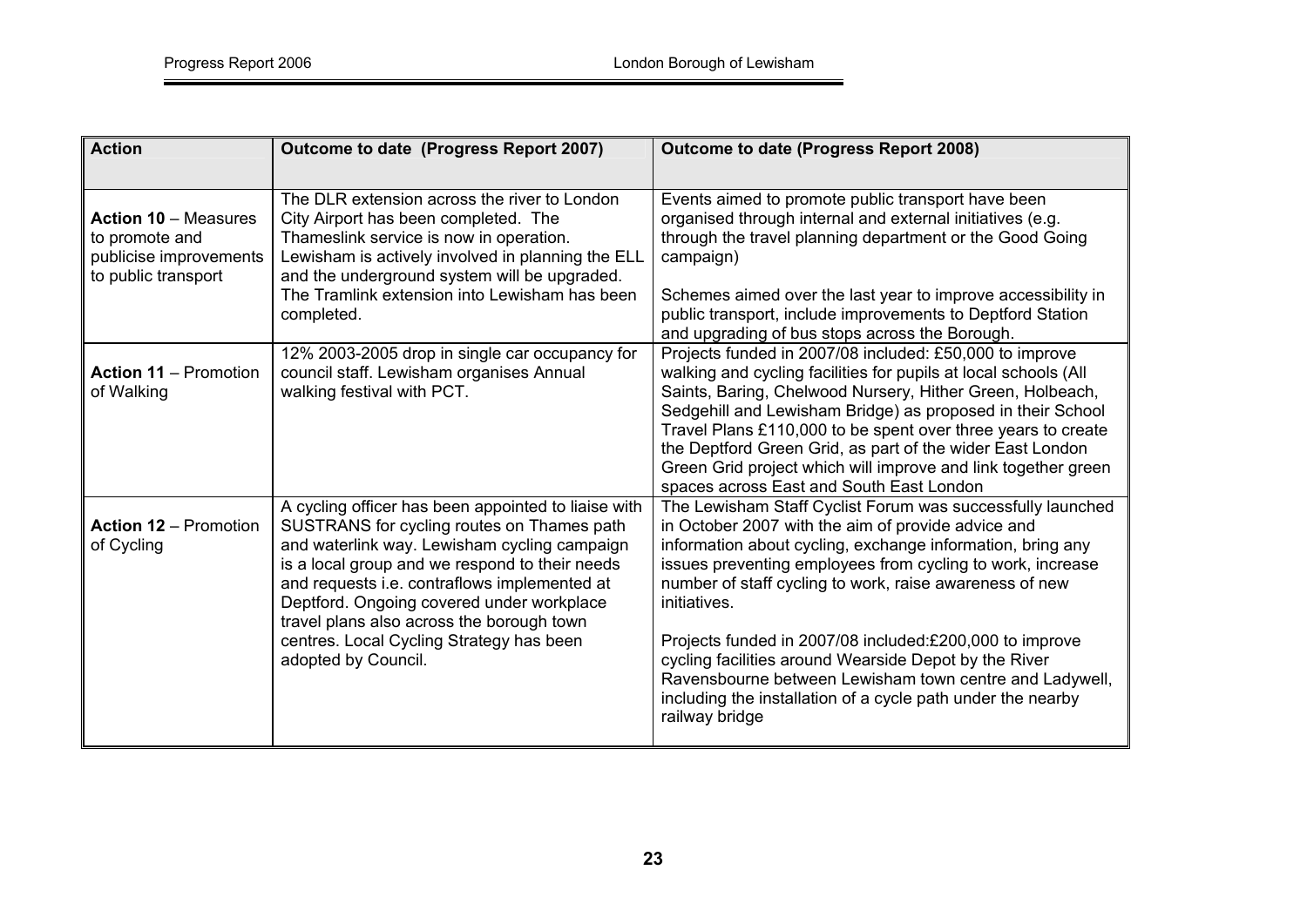| Action | Outcome to date (Progress Report 2007) | Outcome to date (Progress Report 2008) |
|---|---|---|
| **Action 10** – Measures to promote and publicise improvements to public transport | The DLR extension across the river to London City Airport has been completed. The Thameslink service is now in operation. Lewisham is actively involved in planning the ELL and the underground system will be upgraded. The Tramlink extension into Lewisham has been completed. | Events aimed to promote public transport have been organised through internal and external initiatives (e.g. through the travel planning department or the Good Going campaign)<br><br>Schemes aimed over the last year to improve accessibility in public transport, include improvements to Deptford Station and upgrading of bus stops across the Borough. |
| **Action 11** – Promotion of Walking | 12% 2003-2005 drop in single car occupancy for council staff. Lewisham organises Annual walking festival with PCT. | Projects funded in 2007/08 included: £50,000 to improve walking and cycling facilities for pupils at local schools (All Saints, Baring, Chelwood Nursery, Hither Green, Holbeach, Sedgehill and Lewisham Bridge) as proposed in their School Travel Plans £110,000 to be spent over three years to create the Deptford Green Grid, as part of the wider East London Green Grid project which will improve and link together green spaces across East and South East London |
| **Action 12** – Promotion of Cycling | A cycling officer has been appointed to liaise with SUSTRANS for cycling routes on Thames path and waterlink way. Lewisham cycling campaign is a local group and we respond to their needs and requests i.e. contraflows implemented at Deptford. Ongoing covered under workplace travel plans also across the borough town centres. Local Cycling Strategy has been adopted by Council. | The Lewisham Staff Cyclist Forum was successfully launched in October 2007 with the aim of provide advice and information about cycling, exchange information, bring any issues preventing employees from cycling to work, increase number of staff cycling to work, raise awareness of new initiatives.<br><br>Projects funded in 2007/08 included:£200,000 to improve cycling facilities around Wearside Depot by the River Ravensbourne between Lewisham town centre and Ladywell, including the installation of a cycle path under the nearby railway bridge |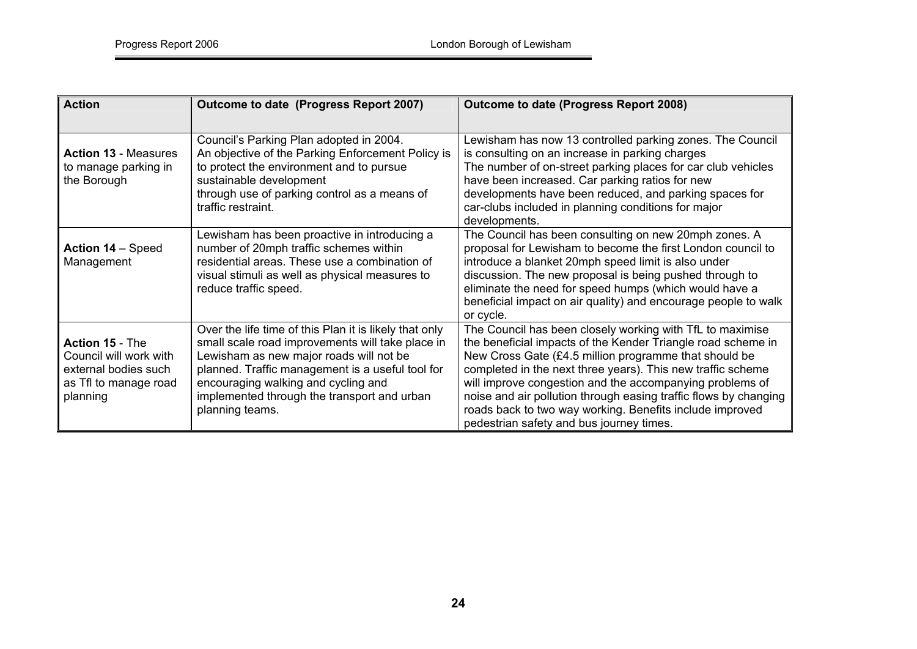| Action | Outcome to date (Progress Report 2007) | Outcome to date (Progress Report 2008) |
|---|---|---|
| **Action 13** - Measures to manage parking in the Borough | Council's Parking Plan adopted in 2004. An objective of the Parking Enforcement Policy is to protect the environment and to pursue sustainable development through use of parking control as a means of traffic restraint. | Lewisham has now 13 controlled parking zones. The Council is consulting on an increase in parking charges The number of on-street parking places for car club vehicles have been increased. Car parking ratios for new developments have been reduced, and parking spaces for car-clubs included in planning conditions for major developments. |
| **Action 14** – Speed Management | Lewisham has been proactive in introducing a number of 20mph traffic schemes within residential areas. These use a combination of visual stimuli as well as physical measures to reduce traffic speed. | The Council has been consulting on new 20mph zones. A proposal for Lewisham to become the first London council to introduce a blanket 20mph speed limit is also under discussion. The new proposal is being pushed through to eliminate the need for speed humps (which would have a beneficial impact on air quality) and encourage people to walk or cycle. |
| **Action 15** - The Council will work with external bodies such as Tfl to manage road planning | Over the life time of this Plan it is likely that only small scale road improvements will take place in Lewisham as new major roads will not be planned. Traffic management is a useful tool for encouraging walking and cycling and implemented through the transport and urban planning teams. | The Council has been closely working with TfL to maximise the beneficial impacts of the Kender Triangle road scheme in New Cross Gate (£4.5 million programme that should be completed in the next three years). This new traffic scheme will improve congestion and the accompanying problems of noise and air pollution through easing traffic flows by changing roads back to two way working. Benefits include improved pedestrian safety and bus journey times. |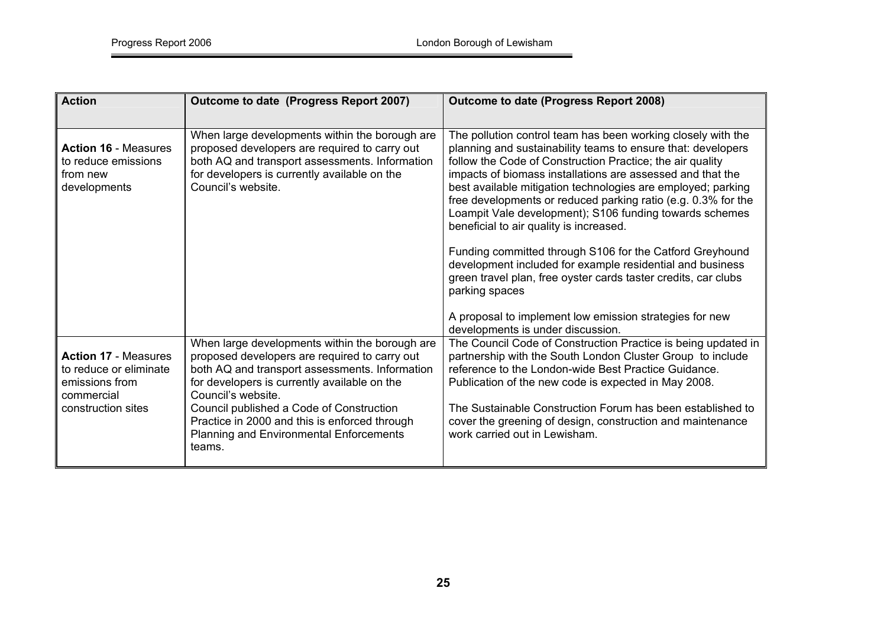| Action | Outcome to date (Progress Report 2007) | Outcome to date (Progress Report 2008) |
|---|---|---|
| **Action 16** - Measures to reduce emissions from new developments | When large developments within the borough are proposed developers are required to carry out both AQ and transport assessments. Information for developers is currently available on the Council's website. | The pollution control team has been working closely with the planning and sustainability teams to ensure that: developers follow the Code of Construction Practice; the air quality impacts of biomass installations are assessed and that the best available mitigation technologies are employed; parking free developments or reduced parking ratio (e.g. 0.3% for the Loampit Vale development); S106 funding towards schemes beneficial to air quality is increased.<br><br>Funding committed through S106 for the Catford Greyhound development included for example residential and business green travel plan, free oyster cards taster credits, car clubs parking spaces<br><br>A proposal to implement low emission strategies for new developments is under discussion. |
| **Action 17** - Measures to reduce or eliminate emissions from commercial construction sites | When large developments within the borough are proposed developers are required to carry out both AQ and transport assessments. Information for developers is currently available on the Council's website.<br>Council published a Code of Construction Practice in 2000 and this is enforced through Planning and Environmental Enforcements teams. | The Council Code of Construction Practice is being updated in partnership with the South London Cluster Group to include reference to the London-wide Best Practice Guidance. Publication of the new code is expected in May 2008.<br><br>The Sustainable Construction Forum has been established to cover the greening of design, construction and maintenance work carried out in Lewisham. |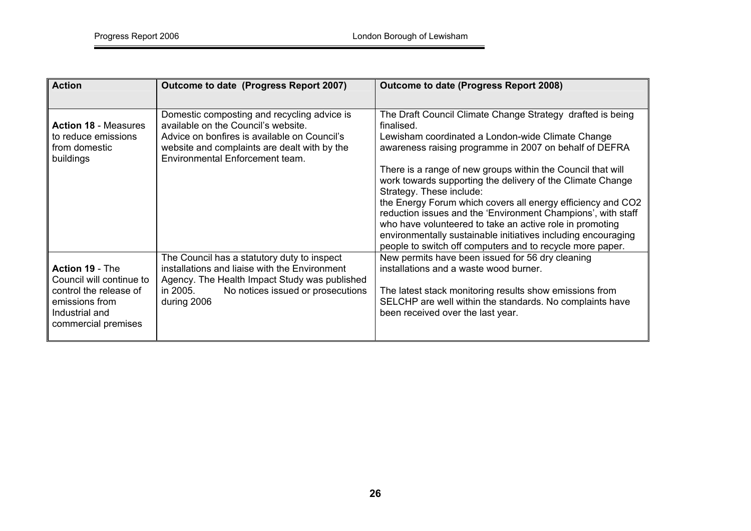| Action | Outcome to date (Progress Report 2007) | Outcome to date (Progress Report 2008) |
|---|---|---|
| **Action 18** - Measures to reduce emissions from domestic buildings | Domestic composting and recycling advice is available on the Council's website.<br>Advice on bonfires is available on Council's website and complaints are dealt with by the Environmental Enforcement team. | The Draft Council Climate Change Strategy drafted is being finalised.<br>Lewisham coordinated a London-wide Climate Change awareness raising programme in 2007 on behalf of DEFRA<br><br>There is a range of new groups within the Council that will work towards supporting the delivery of the Climate Change Strategy. These include:<br>the Energy Forum which covers all energy efficiency and CO2 reduction issues and the 'Environment Champions', with staff who have volunteered to take an active role in promoting environmentally sustainable initiatives including encouraging people to switch off computers and to recycle more paper. |
| **Action 19** - The Council will continue to control the release of emissions from Industrial and commercial premises | The Council has a statutory duty to inspect installations and liaise with the Environment Agency. The Health Impact Study was published in 2005. No notices issued or prosecutions during 2006 | New permits have been issued for 56 dry cleaning installations and a waste wood burner.<br><br>The latest stack monitoring results show emissions from SELCHP are well within the standards. No complaints have been received over the last year. |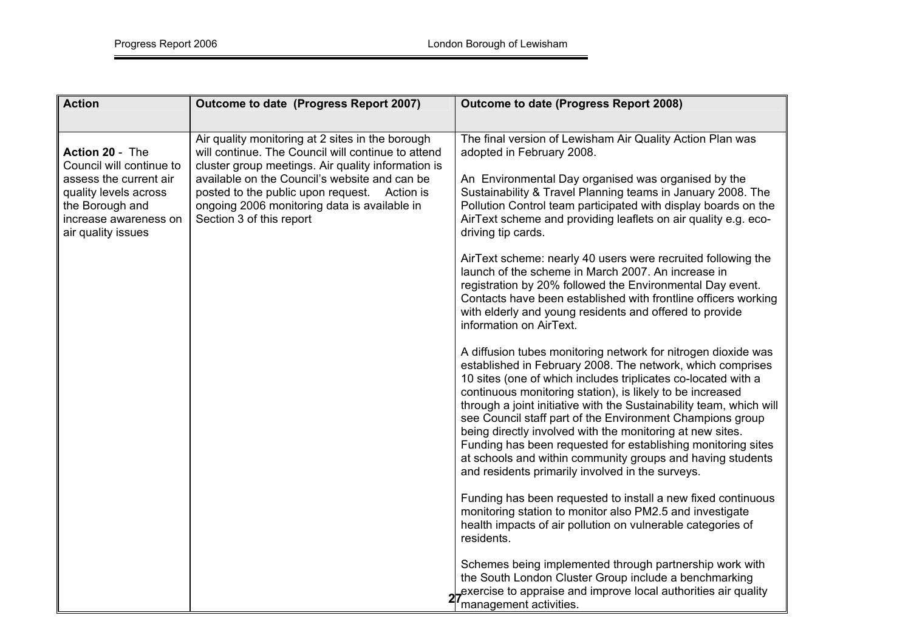| Action | Outcome to date (Progress Report 2007) | Outcome to date (Progress Report 2008) |
|---|---|---|
| **Action 20** - The Council will continue to assess the current air quality levels across the Borough and increase awareness on air quality issues | Air quality monitoring at 2 sites in the borough will continue. The Council will continue to attend cluster group meetings. Air quality information is available on the Council's website and can be posted to the public upon request. Action is ongoing 2006 monitoring data is available in Section 3 of this report | The final version of Lewisham Air Quality Action Plan was adopted in February 2008.<br><br>An Environmental Day organised was organised by the Sustainability & Travel Planning teams in January 2008. The Pollution Control team participated with display boards on the AirText scheme and providing leaflets on air quality e.g. eco-driving tip cards.<br><br>AirText scheme: nearly 40 users were recruited following the launch of the scheme in March 2007. An increase in registration by 20% followed the Environmental Day event. Contacts have been established with frontline officers working with elderly and young residents and offered to provide information on AirText.<br><br>A diffusion tubes monitoring network for nitrogen dioxide was established in February 2008. The network, which comprises 10 sites (one of which includes triplicates co-located with a continuous monitoring station), is likely to be increased through a joint initiative with the Sustainability team, which will see Council staff part of the Environment Champions group being directly involved with the monitoring at new sites. Funding has been requested for establishing monitoring sites at schools and within community groups and having students and residents primarily involved in the surveys.<br><br>Funding has been requested to install a new fixed continuous monitoring station to monitor also PM2.5 and investigate health impacts of air pollution on vulnerable categories of residents.<br><br>Schemes being implemented through partnership work with the South London Cluster Group include a benchmarking exercise to appraise and improve local authorities air quality management activities. |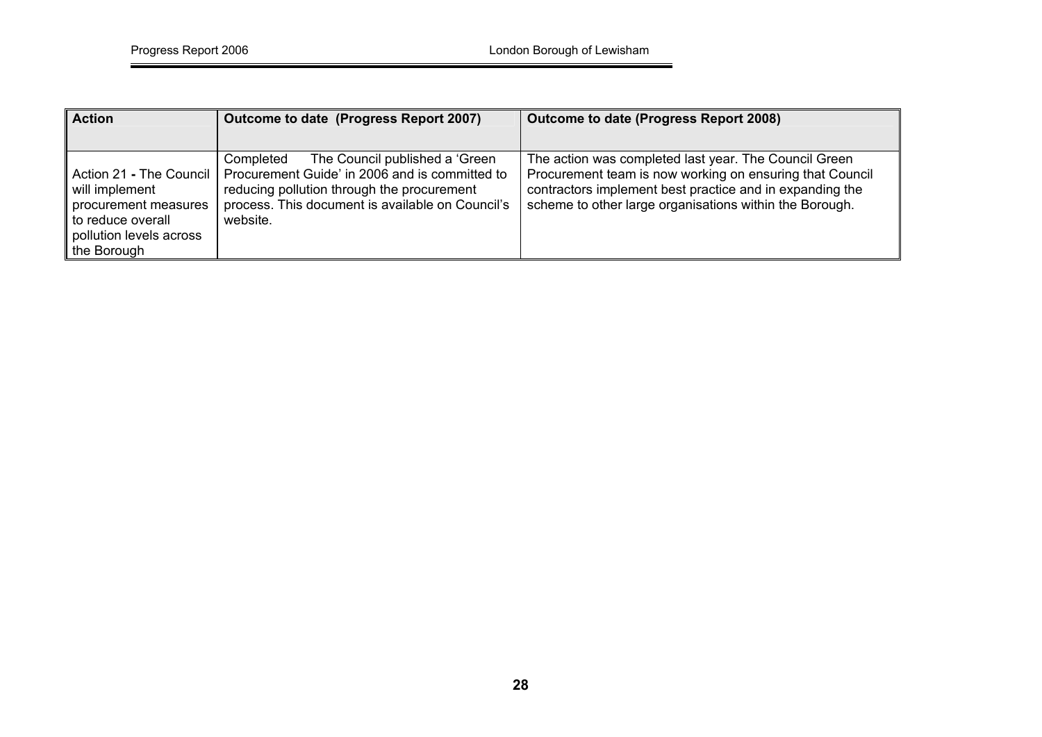| Action | Outcome to date (Progress Report 2007) | Outcome to date (Progress Report 2008) |
| --- | --- | --- |
| Action 21 **-** The Council will implement procurement measures to reduce overall pollution levels across the Borough | Completed The Council published a 'Green Procurement Guide' in 2006 and is committed to reducing pollution through the procurement process. This document is available on Council's website. | The action was completed last year. The Council Green Procurement team is now working on ensuring that Council contractors implement best practice and in expanding the scheme to other large organisations within the Borough. |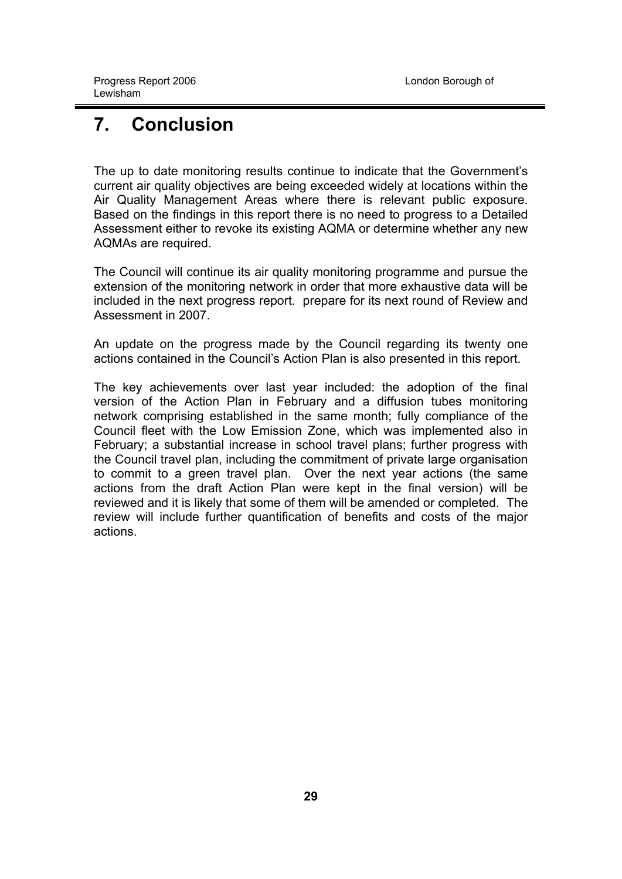# 7. Conclusion

The up to date monitoring results continue to indicate that the Government's current air quality objectives are being exceeded widely at locations within the Air Quality Management Areas where there is relevant public exposure. Based on the findings in this report there is no need to progress to a Detailed Assessment either to revoke its existing AQMA or determine whether any new AQMAs are required.

The Council will continue its air quality monitoring programme and pursue the extension of the monitoring network in order that more exhaustive data will be included in the next progress report. prepare for its next round of Review and Assessment in 2007.

An update on the progress made by the Council regarding its twenty one actions contained in the Council's Action Plan is also presented in this report.

The key achievements over last year included: the adoption of the final version of the Action Plan in February and a diffusion tubes monitoring network comprising established in the same month; fully compliance of the Council fleet with the Low Emission Zone, which was implemented also in February; a substantial increase in school travel plans; further progress with the Council travel plan, including the commitment of private large organisation to commit to a green travel plan. Over the next year actions (the same actions from the draft Action Plan were kept in the final version) will be reviewed and it is likely that some of them will be amended or completed. The review will include further quantification of benefits and costs of the major actions.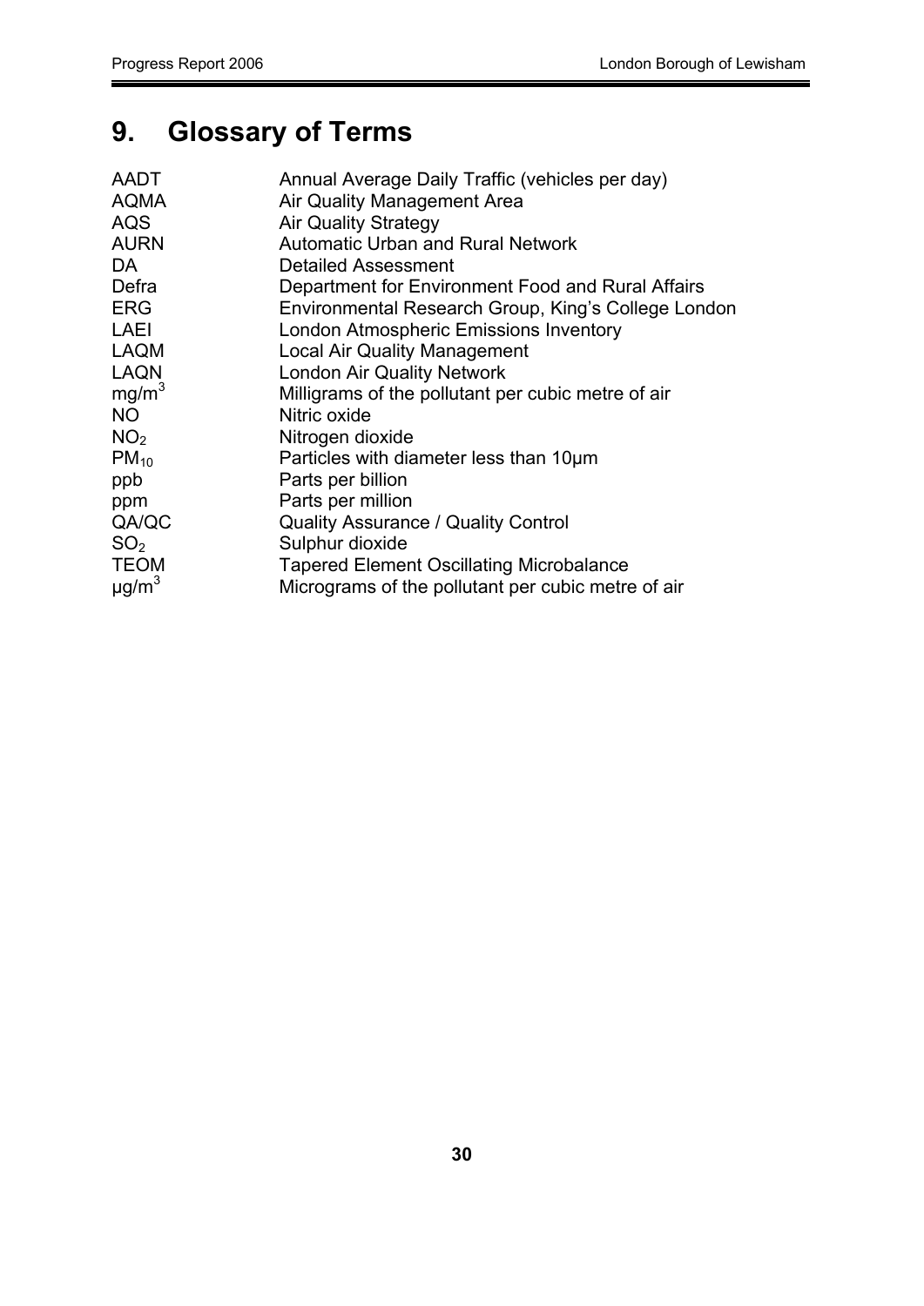# 9. Glossary of Terms

| | |
|---|---|
| AADT | Annual Average Daily Traffic (vehicles per day) |
| AQMA | Air Quality Management Area |
| AQS | Air Quality Strategy |
| AURN | Automatic Urban and Rural Network |
| DA | Detailed Assessment |
| Defra | Department for Environment Food and Rural Affairs |
| ERG | Environmental Research Group, King's College London |
| LAEI | London Atmospheric Emissions Inventory |
| LAQM | Local Air Quality Management |
| LAQN | London Air Quality Network |
| $mg/m^3$ | Milligrams of the pollutant per cubic metre of air |
| NO | Nitric oxide |
| $NO_2$ | Nitrogen dioxide |
| $PM_{10}$ | Particles with diameter less than 10µm |
| ppb | Parts per billion |
| ppm | Parts per million |
| QA/QC | Quality Assurance / Quality Control |
| $SO_2$ | Sulphur dioxide |
| TEOM | Tapered Element Oscillating Microbalance |
| $\mu g/m^3$ | Micrograms of the pollutant per cubic metre of air |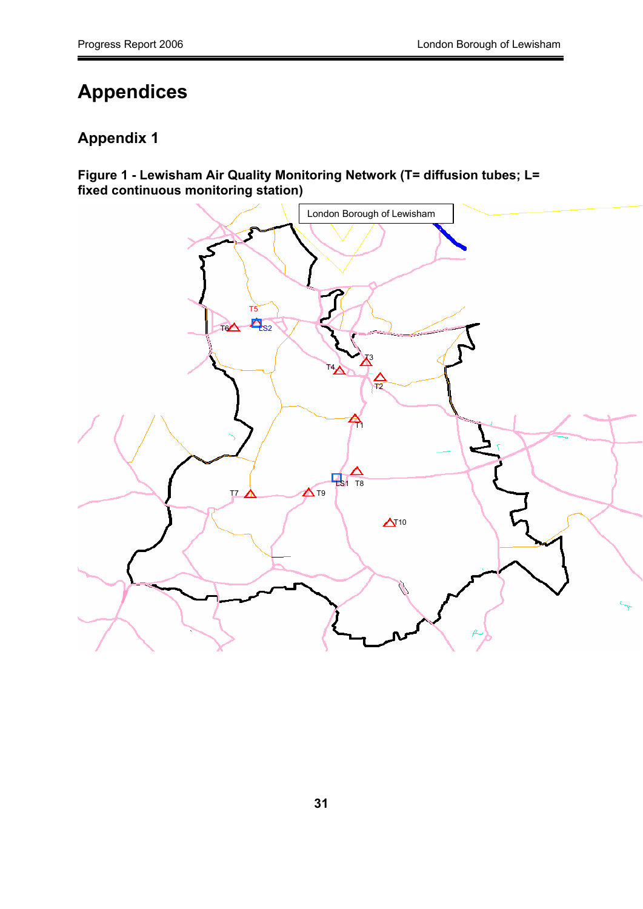# Appendices

## Appendix 1

**Figure 1 - Lewisham Air Quality Monitoring Network (T= diffusion tubes; L= fixed continuous monitoring station)**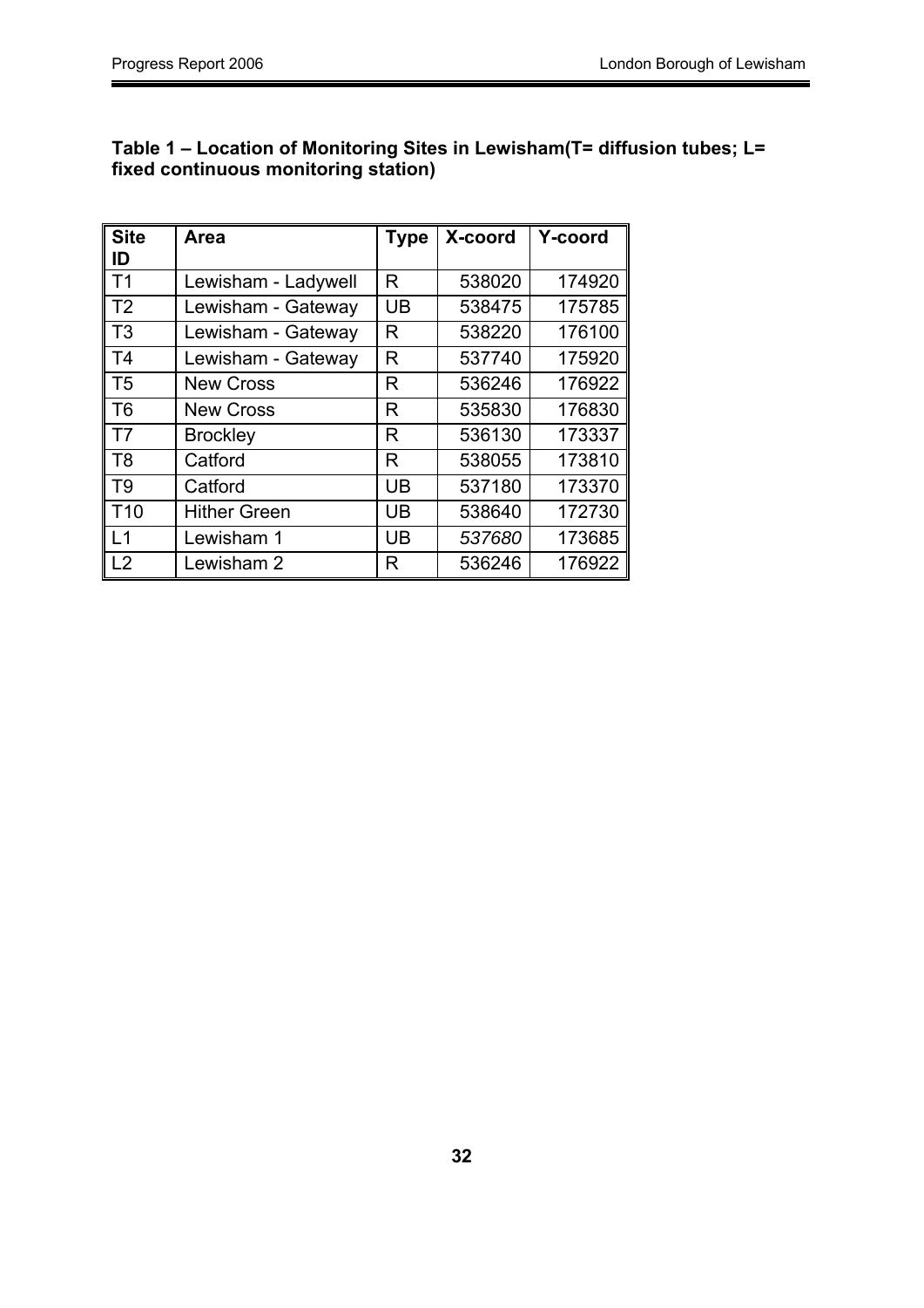**Table 1 – Location of Monitoring Sites in Lewisham(T= diffusion tubes; L= fixed continuous monitoring station)**

| Site ID | Area | Type | X-coord | Y-coord |
|---|---|---|---|---|
| T1 | Lewisham - Ladywell | R | 538020 | 174920 |
| T2 | Lewisham - Gateway | UB | 538475 | 175785 |
| T3 | Lewisham - Gateway | R | 538220 | 176100 |
| T4 | Lewisham - Gateway | R | 537740 | 175920 |
| T5 | New Cross | R | 536246 | 176922 |
| T6 | New Cross | R | 535830 | 176830 |
| T7 | Brockley | R | 536130 | 173337 |
| T8 | Catford | R | 538055 | 173810 |
| T9 | Catford | UB | 537180 | 173370 |
| T10 | Hither Green | UB | 538640 | 172730 |
| L1 | Lewisham 1 | UB | *537680* | 173685 |
| L2 | Lewisham 2 | R | 536246 | 176922 |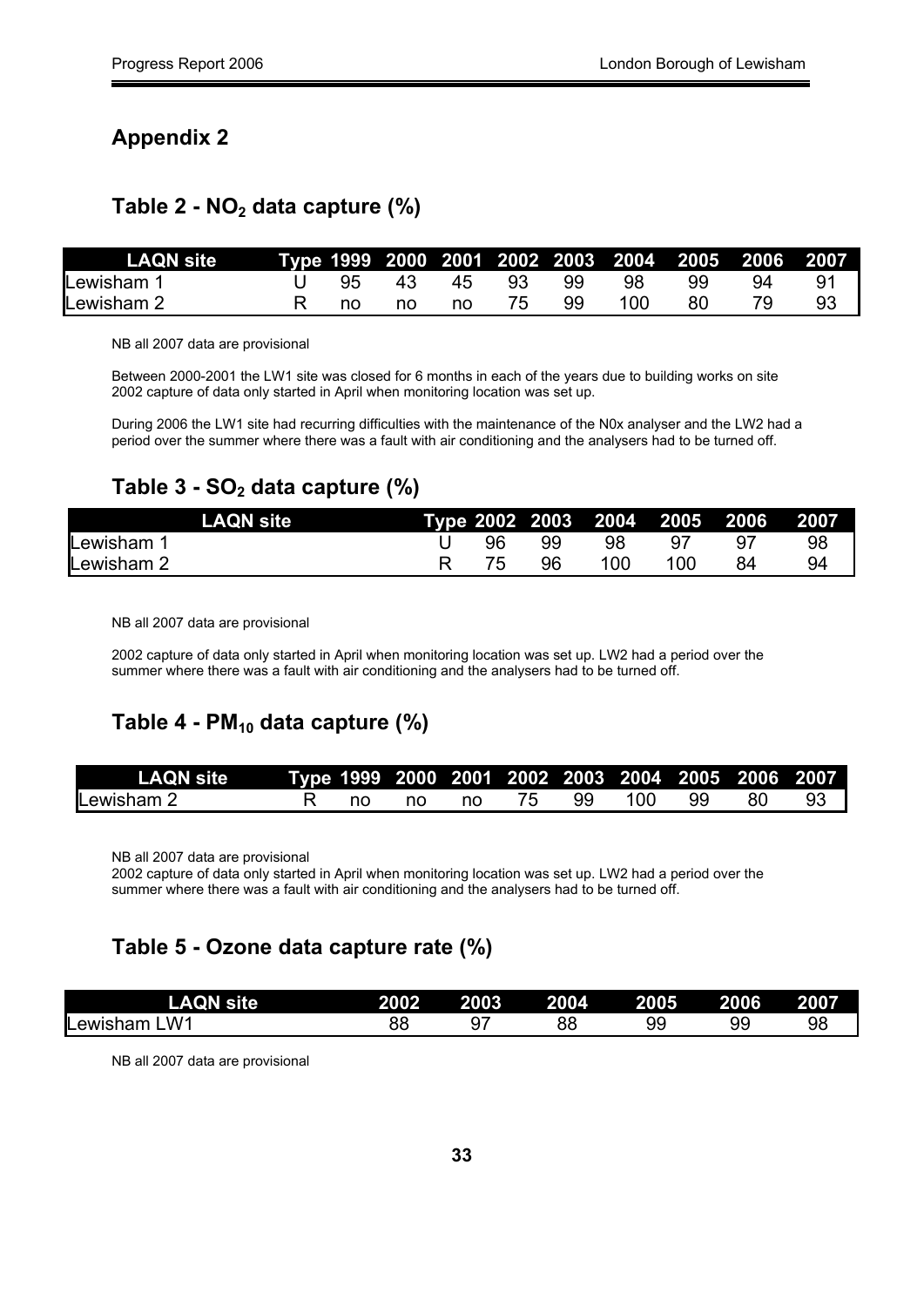## Appendix 2

### Table 2 - $NO_2$ data capture (%)

| LAQN site | Type | 1999 | 2000 | 2001 | 2002 | 2003 | 2004 | 2005 | 2006 | 2007 |
|---|---|---|---|---|---|---|---|---|---|---|
| Lewisham 1 | U | 95 | 43 | 45 | 93 | 99 | 98 | 99 | 94 | 91 |
| Lewisham 2 | R | no | no | no | 75 | 99 | 100 | 80 | 79 | 93 |

NB all 2007 data are provisional

Between 2000-2001 the LW1 site was closed for 6 months in each of the years due to building works on site 2002 capture of data only started in April when monitoring location was set up.

During 2006 the LW1 site had recurring difficulties with the maintenance of the N0x analyser and the LW2 had a period over the summer where there was a fault with air conditioning and the analysers had to be turned off.

### Table 3 - $SO_2$ data capture (%)

| LAQN site | Type | 2002 | 2003 | 2004 | 2005 | 2006 | 2007 |
|---|---|---|---|---|---|---|---|
| Lewisham 1 | U | 96 | 99 | 98 | 97 | 97 | 98 |
| Lewisham 2 | R | 75 | 96 | 100 | 100 | 84 | 94 |

NB all 2007 data are provisional

2002 capture of data only started in April when monitoring location was set up. LW2 had a period over the summer where there was a fault with air conditioning and the analysers had to be turned off.

### Table 4 - $PM_{10}$ data capture (%)

| LAQN site | Type | 1999 | 2000 | 2001 | 2002 | 2003 | 2004 | 2005 | 2006 | 2007 |
|---|---|---|---|---|---|---|---|---|---|---|
| Lewisham 2 | R | no | no | no | 75 | 99 | 100 | 99 | 80 | 93 |

NB all 2007 data are provisional
2002 capture of data only started in April when monitoring location was set up. LW2 had a period over the summer where there was a fault with air conditioning and the analysers had to be turned off.

### Table 5 - Ozone data capture rate (%)

| LAQN site | 2002 | 2003 | 2004 | 2005 | 2006 | 2007 |
|---|---|---|---|---|---|---|
| Lewisham LW1 | 88 | 97 | 88 | 99 | 99 | 98 |

NB all 2007 data are provisional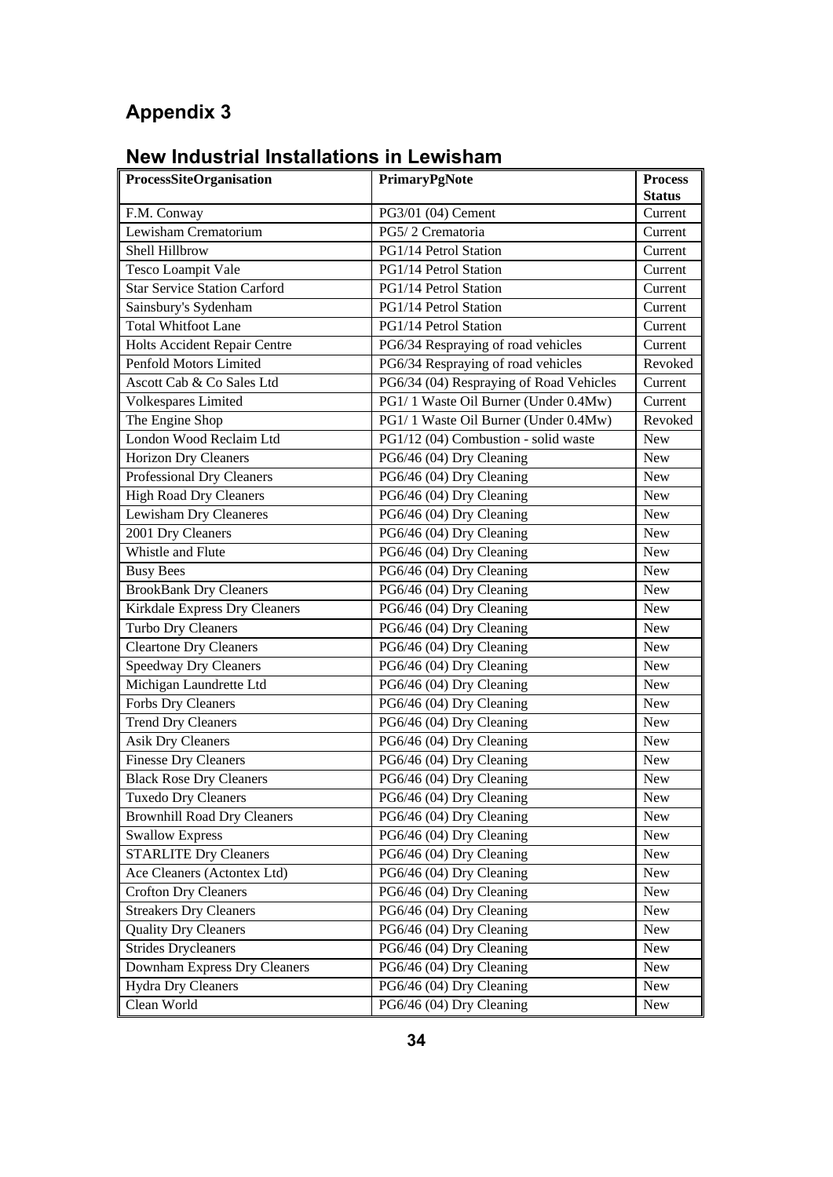# Appendix 3

## New Industrial Installations in Lewisham

| ProcessSiteOrganisation | PrimaryPgNote | Process Status |
|---|---|---|
| F.M. Conway | PG3/01 (04) Cement | Current |
| Lewisham Crematorium | PG5/ 2 Crematoria | Current |
| Shell Hillbrow | PG1/14 Petrol Station | Current |
| Tesco Loampit Vale | PG1/14 Petrol Station | Current |
| Star Service Station Carford | PG1/14 Petrol Station | Current |
| Sainsbury's Sydenham | PG1/14 Petrol Station | Current |
| Total Whitfoot Lane | PG1/14 Petrol Station | Current |
| Holts Accident Repair Centre | PG6/34 Respraying of road vehicles | Current |
| Penfold Motors Limited | PG6/34 Respraying of road vehicles | Revoked |
| Ascott Cab & Co Sales Ltd | PG6/34 (04) Respraying of Road Vehicles | Current |
| Volkespares Limited | PG1/ 1 Waste Oil Burner (Under 0.4Mw) | Current |
| The Engine Shop | PG1/ 1 Waste Oil Burner (Under 0.4Mw) | Revoked |
| London Wood Reclaim Ltd | PG1/12 (04) Combustion - solid waste | New |
| Horizon Dry Cleaners | PG6/46 (04) Dry Cleaning | New |
| Professional Dry Cleaners | PG6/46 (04) Dry Cleaning | New |
| High Road Dry Cleaners | PG6/46 (04) Dry Cleaning | New |
| Lewisham Dry Cleaneres | PG6/46 (04) Dry Cleaning | New |
| 2001 Dry Cleaners | PG6/46 (04) Dry Cleaning | New |
| Whistle and Flute | PG6/46 (04) Dry Cleaning | New |
| Busy Bees | PG6/46 (04) Dry Cleaning | New |
| BrookBank Dry Cleaners | PG6/46 (04) Dry Cleaning | New |
| Kirkdale Express Dry Cleaners | PG6/46 (04) Dry Cleaning | New |
| Turbo Dry Cleaners | PG6/46 (04) Dry Cleaning | New |
| Cleartone Dry Cleaners | PG6/46 (04) Dry Cleaning | New |
| Speedway Dry Cleaners | PG6/46 (04) Dry Cleaning | New |
| Michigan Laundrette Ltd | PG6/46 (04) Dry Cleaning | New |
| Forbs Dry Cleaners | PG6/46 (04) Dry Cleaning | New |
| Trend Dry Cleaners | PG6/46 (04) Dry Cleaning | New |
| Asik Dry Cleaners | PG6/46 (04) Dry Cleaning | New |
| Finesse Dry Cleaners | PG6/46 (04) Dry Cleaning | New |
| Black Rose Dry Cleaners | PG6/46 (04) Dry Cleaning | New |
| Tuxedo Dry Cleaners | PG6/46 (04) Dry Cleaning | New |
| Brownhill Road Dry Cleaners | PG6/46 (04) Dry Cleaning | New |
| Swallow Express | PG6/46 (04) Dry Cleaning | New |
| STARLITE Dry Cleaners | PG6/46 (04) Dry Cleaning | New |
| Ace Cleaners (Actontex Ltd) | PG6/46 (04) Dry Cleaning | New |
| Crofton Dry Cleaners | PG6/46 (04) Dry Cleaning | New |
| Streakers Dry Cleaners | PG6/46 (04) Dry Cleaning | New |
| Quality Dry Cleaners | PG6/46 (04) Dry Cleaning | New |
| Strides Drycleaners | PG6/46 (04) Dry Cleaning | New |
| Downham Express Dry Cleaners | PG6/46 (04) Dry Cleaning | New |
| Hydra Dry Cleaners | PG6/46 (04) Dry Cleaning | New |
| Clean World | PG6/46 (04) Dry Cleaning | New |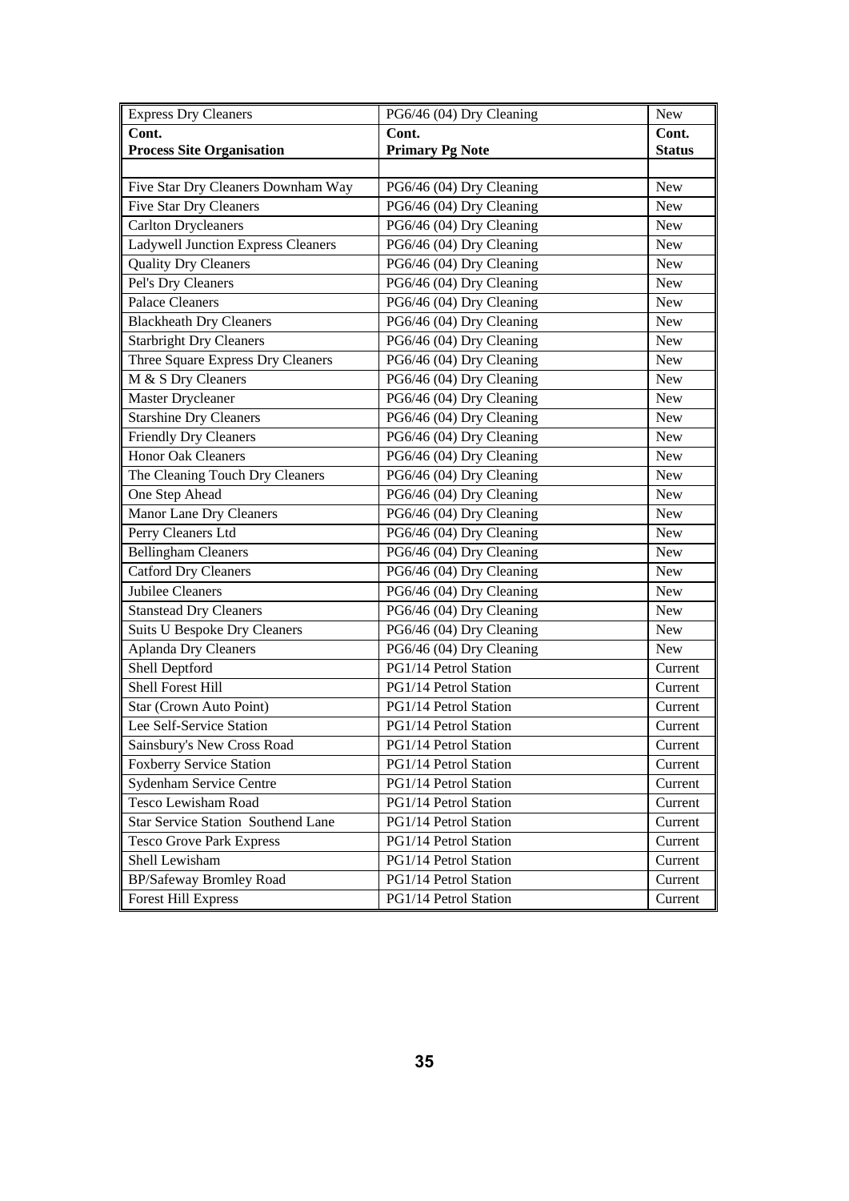| | | |
|---|---|---|
| Express Dry Cleaners | PG6/46 (04) Dry Cleaning | New |
| **Cont.**<br>**Process Site Organisation** | **Cont.**<br>**Primary Pg Note** | **Cont.**<br>**Status** |
| | | |
| Five Star Dry Cleaners Downham Way | PG6/46 (04) Dry Cleaning | New |
| Five Star Dry Cleaners | PG6/46 (04) Dry Cleaning | New |
| Carlton Drycleaners | PG6/46 (04) Dry Cleaning | New |
| Ladywell Junction Express Cleaners | PG6/46 (04) Dry Cleaning | New |
| Quality Dry Cleaners | PG6/46 (04) Dry Cleaning | New |
| Pel's Dry Cleaners | PG6/46 (04) Dry Cleaning | New |
| Palace Cleaners | PG6/46 (04) Dry Cleaning | New |
| Blackheath Dry Cleaners | PG6/46 (04) Dry Cleaning | New |
| Starbright Dry Cleaners | PG6/46 (04) Dry Cleaning | New |
| Three Square Express Dry Cleaners | PG6/46 (04) Dry Cleaning | New |
| M & S Dry Cleaners | PG6/46 (04) Dry Cleaning | New |
| Master Drycleaner | PG6/46 (04) Dry Cleaning | New |
| Starshine Dry Cleaners | PG6/46 (04) Dry Cleaning | New |
| Friendly Dry Cleaners | PG6/46 (04) Dry Cleaning | New |
| Honor Oak Cleaners | PG6/46 (04) Dry Cleaning | New |
| The Cleaning Touch Dry Cleaners | PG6/46 (04) Dry Cleaning | New |
| One Step Ahead | PG6/46 (04) Dry Cleaning | New |
| Manor Lane Dry Cleaners | PG6/46 (04) Dry Cleaning | New |
| Perry Cleaners Ltd | PG6/46 (04) Dry Cleaning | New |
| Bellingham Cleaners | PG6/46 (04) Dry Cleaning | New |
| Catford Dry Cleaners | PG6/46 (04) Dry Cleaning | New |
| Jubilee Cleaners | PG6/46 (04) Dry Cleaning | New |
| Stanstead Dry Cleaners | PG6/46 (04) Dry Cleaning | New |
| Suits U Bespoke Dry Cleaners | PG6/46 (04) Dry Cleaning | New |
| Aplanda Dry Cleaners | PG6/46 (04) Dry Cleaning | New |
| Shell Deptford | PG1/14 Petrol Station | Current |
| Shell Forest Hill | PG1/14 Petrol Station | Current |
| Star (Crown Auto Point) | PG1/14 Petrol Station | Current |
| Lee Self-Service Station | PG1/14 Petrol Station | Current |
| Sainsbury's New Cross Road | PG1/14 Petrol Station | Current |
| Foxberry Service Station | PG1/14 Petrol Station | Current |
| Sydenham Service Centre | PG1/14 Petrol Station | Current |
| Tesco Lewisham Road | PG1/14 Petrol Station | Current |
| Star Service Station Southend Lane | PG1/14 Petrol Station | Current |
| Tesco Grove Park Express | PG1/14 Petrol Station | Current |
| Shell Lewisham | PG1/14 Petrol Station | Current |
| BP/Safeway Bromley Road | PG1/14 Petrol Station | Current |
| Forest Hill Express | PG1/14 Petrol Station | Current |